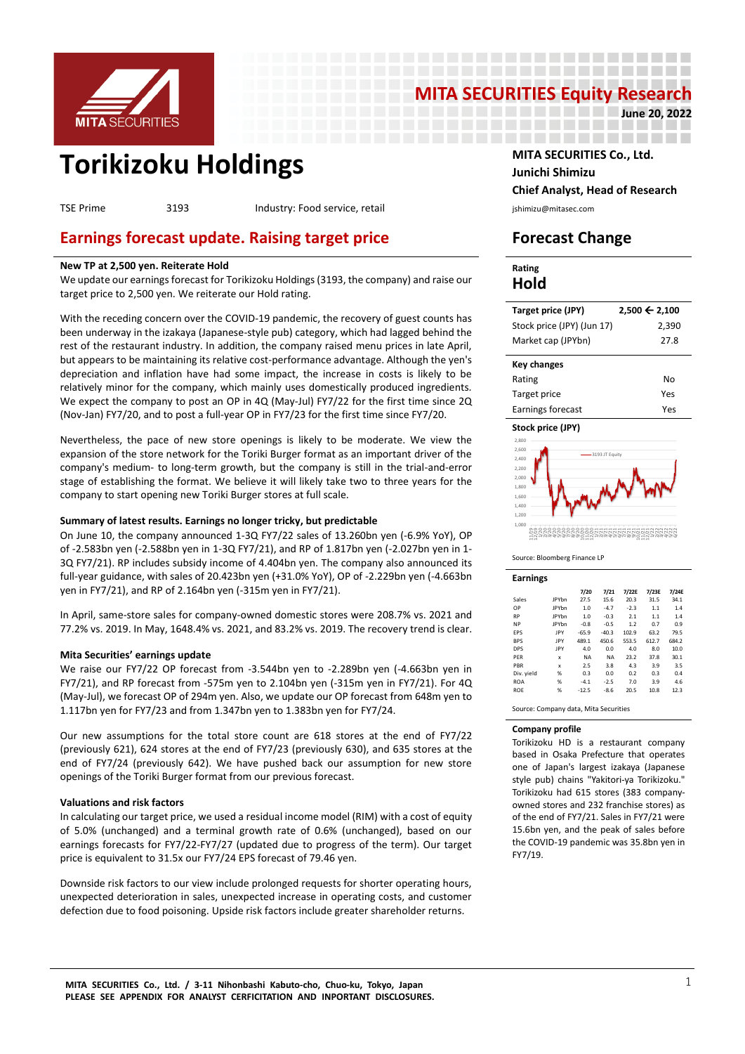# MITA SECURITIES Equity Research

**June 20, 2022**

# Torikizoku Holdings

TSE Prime 3193 Industry: Food service, retail

**MITA SECURITIES Co., Ltd.**
**Junichi Shimizu**
**Chief Analyst, Head of Research**
jshimizu@mitasec.com

## Earnings forecast update. Raising target price

**New TP at 2,500 yen. Reiterate Hold**

We update our earnings forecast for Torikizoku Holdings (3193, the company) and raise our target price to 2,500 yen. We reiterate our Hold rating.

With the receding concern over the COVID-19 pandemic, the recovery of guest counts has been underway in the izakaya (Japanese-style pub) category, which had lagged behind the rest of the restaurant industry. In addition, the company raised menu prices in late April, but appears to be maintaining its relative cost-performance advantage. Although the yen's depreciation and inflation have had some impact, the increase in costs is likely to be relatively minor for the company, which mainly uses domestically produced ingredients. We expect the company to post an OP in 4Q (May-Jul) FY7/22 for the first time since 2Q (Nov-Jan) FY7/20, and to post a full-year OP in FY7/23 for the first time since FY7/20.

Nevertheless, the pace of new store openings is likely to be moderate. We view the expansion of the store network for the Toriki Burger format as an important driver of the company's medium- to long-term growth, but the company is still in the trial-and-error stage of establishing the format. We believe it will likely take two to three years for the company to start opening new Toriki Burger stores at full scale.

**Summary of latest results. Earnings no longer tricky, but predictable**

On June 10, the company announced 1-3Q FY7/22 sales of 13.260bn yen (-6.9% YoY), OP of -2.583bn yen (-2.588bn yen in 1-3Q FY7/21), and RP of 1.817bn yen (-2.027bn yen in 1-3Q FY7/21). RP includes subsidy income of 4.404bn yen. The company also announced its full-year guidance, with sales of 20.423bn yen (+31.0% YoY), OP of -2.229bn yen (-4.663bn yen in FY7/21), and RP of 2.164bn yen (-315m yen in FY7/21).

In April, same-store sales for company-owned domestic stores were 208.7% vs. 2021 and 77.2% vs. 2019. In May, 1648.4% vs. 2021, and 83.2% vs. 2019. The recovery trend is clear.

**Mita Securities' earnings update**

We raise our FY7/22 OP forecast from -3.544bn yen to -2.289bn yen (-4.663bn yen in FY7/21), and RP forecast from -575m yen to 2.104bn yen (-315m yen in FY7/21). For 4Q (May-Jul), we forecast OP of 294m yen. Also, we update our OP forecast from 648m yen to 1.117bn yen for FY7/23 and from 1.347bn yen to 1.383bn yen for FY7/24.

Our new assumptions for the total store count are 618 stores at the end of FY7/22 (previously 621), 624 stores at the end of FY7/23 (previously 630), and 635 stores at the end of FY7/24 (previously 642). We have pushed back our assumption for new store openings of the Toriki Burger format from our previous forecast.

**Valuations and risk factors**

In calculating our target price, we used a residual income model (RIM) with a cost of equity of 5.0% (unchanged) and a terminal growth rate of 0.6% (unchanged), based on our earnings forecasts for FY7/22-FY7/27 (updated due to progress of the term). Our target price is equivalent to 31.5x our FY7/24 EPS forecast of 79.46 yen.

Downside risk factors to our view include prolonged requests for shorter operating hours, unexpected deterioration in sales, unexpected increase in operating costs, and customer defection due to food poisoning. Upside risk factors include greater shareholder returns.

## Forecast Change

**Rating**

**Hold**

| | |
|---|---|
| **Target price (JPY)** | **2,500 ← 2,100** |
| Stock price (JPY) (Jun 17) | 2,390 |
| Market cap (JPYbn) | 27.8 |

| **Key changes** | |
|---|---|
| Rating | No |
| Target price | Yes |
| Earnings forecast | Yes |

**Stock price (JPY)**

Source: Bloomberg Finance LP

**Earnings**

| | | 7/20 | 7/21 | 7/22E | 7/23E | 7/24E |
|---|---|---|---|---|---|---|
| Sales | JPYbn | 27.5 | 15.6 | 20.3 | 31.5 | 34.1 |
| OP | JPYbn | 1.0 | -4.7 | -2.3 | 1.1 | 1.4 |
| RP | JPYbn | 1.0 | -0.3 | 2.1 | 1.1 | 1.4 |
| NP | JPYbn | -0.8 | -0.5 | 1.2 | 0.7 | 0.9 |
| EPS | JPY | -65.9 | -40.3 | 102.9 | 63.2 | 79.5 |
| BPS | JPY | 489.1 | 450.6 | 553.5 | 612.7 | 684.2 |
| DPS | JPY | 4.0 | 0.0 | 4.0 | 8.0 | 10.0 |
| PER | x | NA | NA | 23.2 | 37.8 | 30.1 |
| PBR | x | 2.5 | 3.8 | 4.3 | 3.9 | 3.5 |
| Div. yield | % | 0.3 | 0.0 | 0.2 | 0.3 | 0.4 |
| ROA | % | -4.1 | -2.5 | 7.0 | 3.9 | 4.6 |
| ROE | % | -12.5 | -8.6 | 20.5 | 10.8 | 12.3 |

Source: Company data, Mita Securities

**Company profile**

Torikizoku HD is a restaurant company based in Osaka Prefecture that operates one of Japan's largest izakaya (Japanese style pub) chains "Yakitori-ya Torikizoku." Torikizoku had 615 stores (383 company-owned stores and 232 franchise stores) as of the end of FY7/21. Sales in FY7/21 were 15.6bn yen, and the peak of sales before the COVID-19 pandemic was 35.8bn yen in FY7/19.

MITA SECURITIES Co., Ltd. / 3-11 Nihonbashi Kabuto-cho, Chuo-ku, Tokyo, Japan
PLEASE SEE APPENDIX FOR ANALYST CERFICITATION AND INPORTANT DISCLOSURES.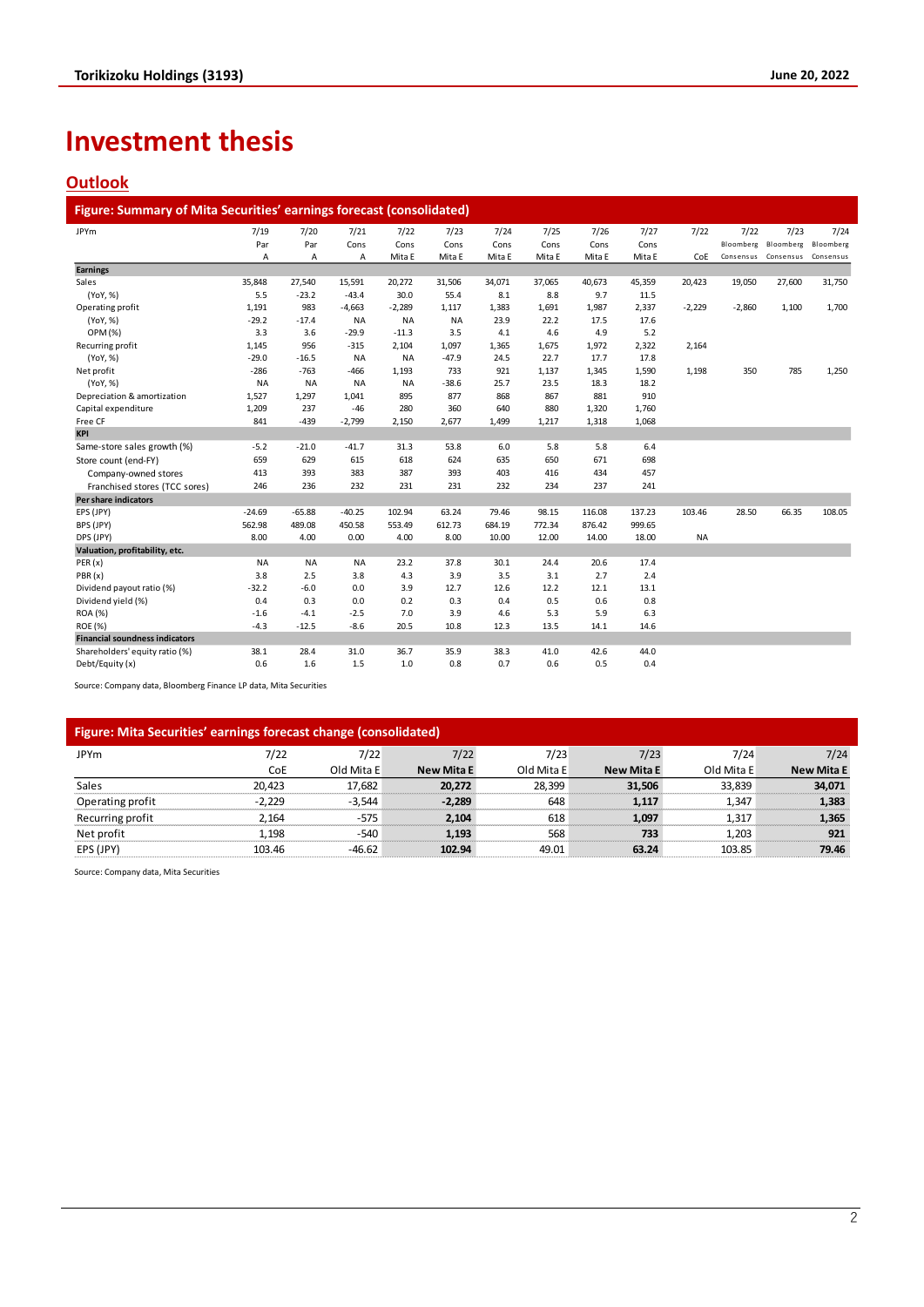# Investment thesis

## Outlook

**Figure: Summary of Mita Securities' earnings forecast (consolidated)**

| JPYm | 7/19 Par A | 7/20 Par A | 7/21 Cons A | 7/22 Cons Mita E | 7/23 Cons Mita E | 7/24 Cons Mita E | 7/25 Cons Mita E | 7/26 Cons Mita E | 7/27 Cons Mita E | 7/22 CoE | 7/22 Bloomberg Consensus | 7/23 Bloomberg Consensus | 7/24 Bloomberg Consensus |
|---|---|---|---|---|---|---|---|---|---|---|---|---|---|
| **Earnings** | | | | | | | | | | | | | |
| Sales | 35,848 | 27,540 | 15,591 | 20,272 | 31,506 | 34,071 | 37,065 | 40,673 | 45,359 | 20,423 | 19,050 | 27,600 | 31,750 |
| (YoY, %) | 5.5 | -23.2 | -43.4 | 30.0 | 55.4 | 8.1 | 8.8 | 9.7 | 11.5 | | | | |
| Operating profit | 1,191 | 983 | -4,663 | -2,289 | 1,117 | 1,383 | 1,691 | 1,987 | 2,337 | -2,229 | -2,860 | 1,100 | 1,700 |
| (YoY, %) | -29.2 | -17.4 | NA | NA | NA | 23.9 | 22.2 | 17.5 | 17.6 | | | | |
| OPM (%) | 3.3 | 3.6 | -29.9 | -11.3 | 3.5 | 4.1 | 4.6 | 4.9 | 5.2 | | | | |
| Recurring profit | 1,145 | 956 | -315 | 2,104 | 1,097 | 1,365 | 1,675 | 1,972 | 2,322 | 2,164 | | | |
| (YoY, %) | -29.0 | -16.5 | NA | NA | -47.9 | 24.5 | 22.7 | 17.7 | 17.8 | | | | |
| Net profit | -286 | -763 | -466 | 1,193 | 733 | 921 | 1,137 | 1,345 | 1,590 | 1,198 | 350 | 785 | 1,250 |
| (YoY, %) | NA | NA | NA | NA | -38.6 | 25.7 | 23.5 | 18.3 | 18.2 | | | | |
| Depreciation & amortization | 1,527 | 1,297 | 1,041 | 895 | 877 | 868 | 867 | 881 | 910 | | | | |
| Capital expenditure | 1,209 | 237 | -46 | 280 | 360 | 640 | 880 | 1,320 | 1,760 | | | | |
| Free CF | 841 | -439 | -2,799 | 2,150 | 2,677 | 1,499 | 1,217 | 1,318 | 1,068 | | | | |
| **KPI** | | | | | | | | | | | | | |
| Same-store sales growth (%) | -5.2 | -21.0 | -41.7 | 31.3 | 53.8 | 6.0 | 5.8 | 5.8 | 6.4 | | | | |
| Store count (end-FY) | 659 | 629 | 615 | 618 | 624 | 635 | 650 | 671 | 698 | | | | |
| Company-owned stores | 413 | 393 | 383 | 387 | 393 | 403 | 416 | 434 | 457 | | | | |
| Franchised stores (TCC sores) | 246 | 236 | 232 | 231 | 231 | 232 | 234 | 237 | 241 | | | | |
| **Per share indicators** | | | | | | | | | | | | | |
| EPS (JPY) | -24.69 | -65.88 | -40.25 | 102.94 | 63.24 | 79.46 | 98.15 | 116.08 | 137.23 | 103.46 | 28.50 | 66.35 | 108.05 |
| BPS (JPY) | 562.98 | 489.08 | 450.58 | 553.49 | 612.73 | 684.19 | 772.34 | 876.42 | 999.65 | | | | |
| DPS (JPY) | 8.00 | 4.00 | 0.00 | 4.00 | 8.00 | 10.00 | 12.00 | 14.00 | 18.00 | NA | | | |
| **Valuation, profitability, etc.** | | | | | | | | | | | | | |
| PER (x) | NA | NA | NA | 23.2 | 37.8 | 30.1 | 24.4 | 20.6 | 17.4 | | | | |
| PBR (x) | 3.8 | 2.5 | 3.8 | 4.3 | 3.9 | 3.5 | 3.1 | 2.7 | 2.4 | | | | |
| Dividend payout ratio (%) | -32.2 | -6.0 | 0.0 | 3.9 | 12.7 | 12.6 | 12.2 | 12.1 | 13.1 | | | | |
| Dividend yield (%) | 0.4 | 0.3 | 0.0 | 0.2 | 0.3 | 0.4 | 0.5 | 0.6 | 0.8 | | | | |
| ROA (%) | -1.6 | -4.1 | -2.5 | 7.0 | 3.9 | 4.6 | 5.3 | 5.9 | 6.3 | | | | |
| ROE (%) | -4.3 | -12.5 | -8.6 | 20.5 | 10.8 | 12.3 | 13.5 | 14.1 | 14.6 | | | | |
| **Financial soundness indicators** | | | | | | | | | | | | | |
| Shareholders' equity ratio (%) | 38.1 | 28.4 | 31.0 | 36.7 | 35.9 | 38.3 | 41.0 | 42.6 | 44.0 | | | | |
| Debt/Equity (x) | 0.6 | 1.6 | 1.5 | 1.0 | 0.8 | 0.7 | 0.6 | 0.5 | 0.4 | | | | |

Source: Company data, Bloomberg Finance LP data, Mita Securities

**Figure: Mita Securities' earnings forecast change (consolidated)**

| JPYm | 7/22 CoE | 7/22 Old Mita E | 7/22 **New Mita E** | 7/23 Old Mita E | 7/23 **New Mita E** | 7/24 Old Mita E | 7/24 **New Mita E** |
|---|---|---|---|---|---|---|---|
| Sales | 20,423 | 17,682 | **20,272** | 28,399 | **31,506** | 33,839 | **34,071** |
| Operating profit | -2,229 | -3,544 | **-2,289** | 648 | **1,117** | 1,347 | **1,383** |
| Recurring profit | 2,164 | -575 | **2,104** | 618 | **1,097** | 1,317 | **1,365** |
| Net profit | 1,198 | -540 | **1,193** | 568 | **733** | 1,203 | **921** |
| EPS (JPY) | 103.46 | -46.62 | **102.94** | 49.01 | **63.24** | 103.85 | **79.46** |

Source: Company data, Mita Securities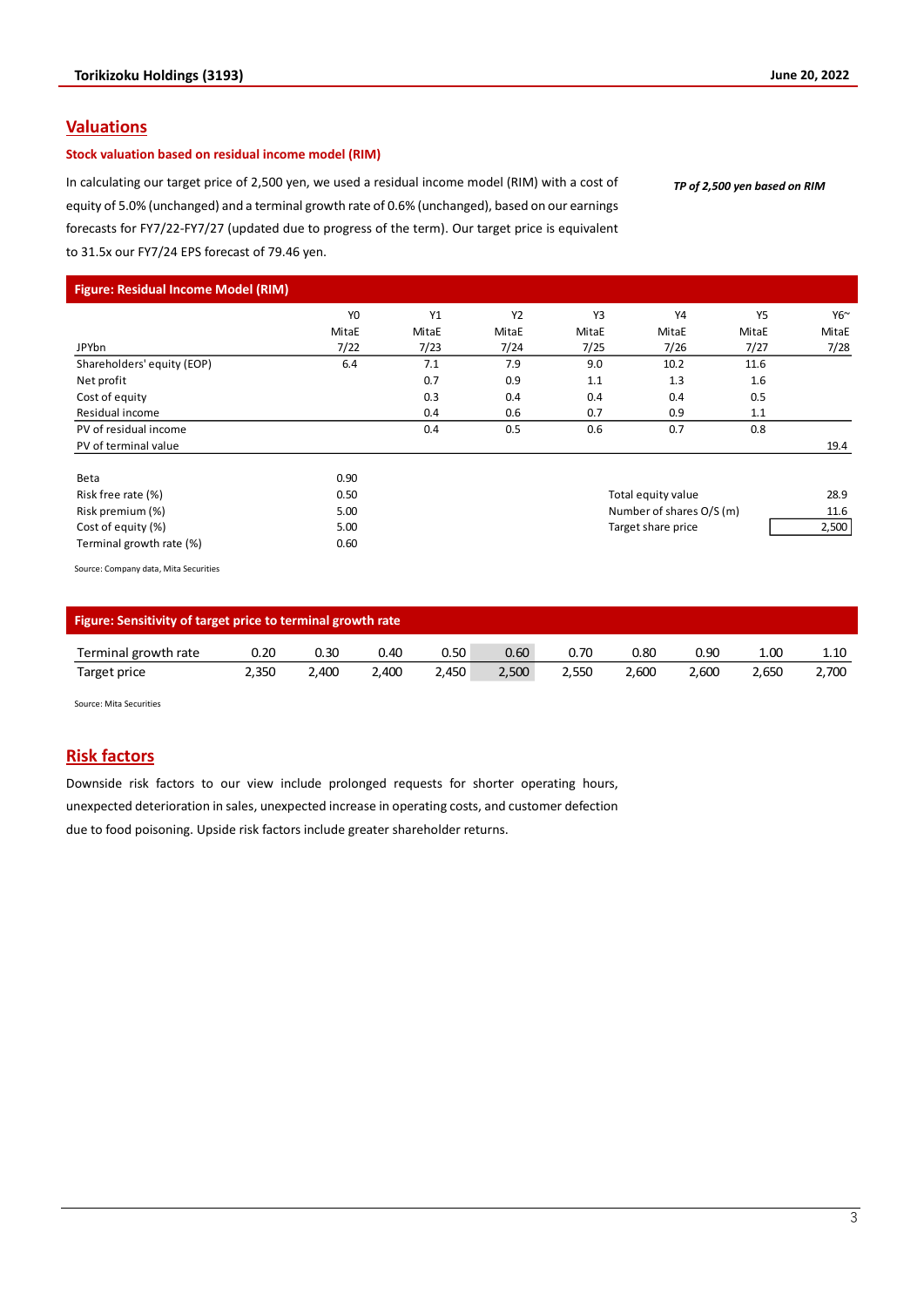## Valuations

### Stock valuation based on residual income model (RIM)

In calculating our target price of 2,500 yen, we used a residual income model (RIM) with a cost of equity of 5.0% (unchanged) and a terminal growth rate of 0.6% (unchanged), based on our earnings forecasts for FY7/22-FY7/27 (updated due to progress of the term). Our target price is equivalent to 31.5x our FY7/24 EPS forecast of 79.46 yen.

*TP of 2,500 yen based on RIM*

**Figure: Residual Income Model (RIM)**

| | Y0 | Y1 | Y2 | Y3 | Y4 | Y5 | Y6~ |
|---|---|---|---|---|---|---|---|
| | MitaE | MitaE | MitaE | MitaE | MitaE | MitaE | MitaE |
| JPYbn | 7/22 | 7/23 | 7/24 | 7/25 | 7/26 | 7/27 | 7/28 |
| Shareholders' equity (EOP) | 6.4 | 7.1 | 7.9 | 9.0 | 10.2 | 11.6 | |
| Net profit | | 0.7 | 0.9 | 1.1 | 1.3 | 1.6 | |
| Cost of equity | | 0.3 | 0.4 | 0.4 | 0.4 | 0.5 | |
| Residual income | | 0.4 | 0.6 | 0.7 | 0.9 | 1.1 | |
| PV of residual income | | 0.4 | 0.5 | 0.6 | 0.7 | 0.8 | |
| PV of terminal value | | | | | | | 19.4 |

| | |
|---|---|
| Beta | 0.90 |
| Risk free rate (%) | 0.50 |
| Risk premium (%) | 5.00 |
| Cost of equity (%) | 5.00 |
| Terminal growth rate (%) | 0.60 |

| | |
|---|---|
| Total equity value | 28.9 |
| Number of shares O/S (m) | 11.6 |
| Target share price | 2,500 |

Source: Company data, Mita Securities

**Figure: Sensitivity of target price to terminal growth rate**

| Terminal growth rate | 0.20 | 0.30 | 0.40 | 0.50 | 0.60 | 0.70 | 0.80 | 0.90 | 1.00 | 1.10 |
|---|---|---|---|---|---|---|---|---|---|---|
| Target price | 2,350 | 2,400 | 2,400 | 2,450 | 2,500 | 2,550 | 2,600 | 2,600 | 2,650 | 2,700 |

Source: Mita Securities

## Risk factors

Downside risk factors to our view include prolonged requests for shorter operating hours, unexpected deterioration in sales, unexpected increase in operating costs, and customer defection due to food poisoning. Upside risk factors include greater shareholder returns.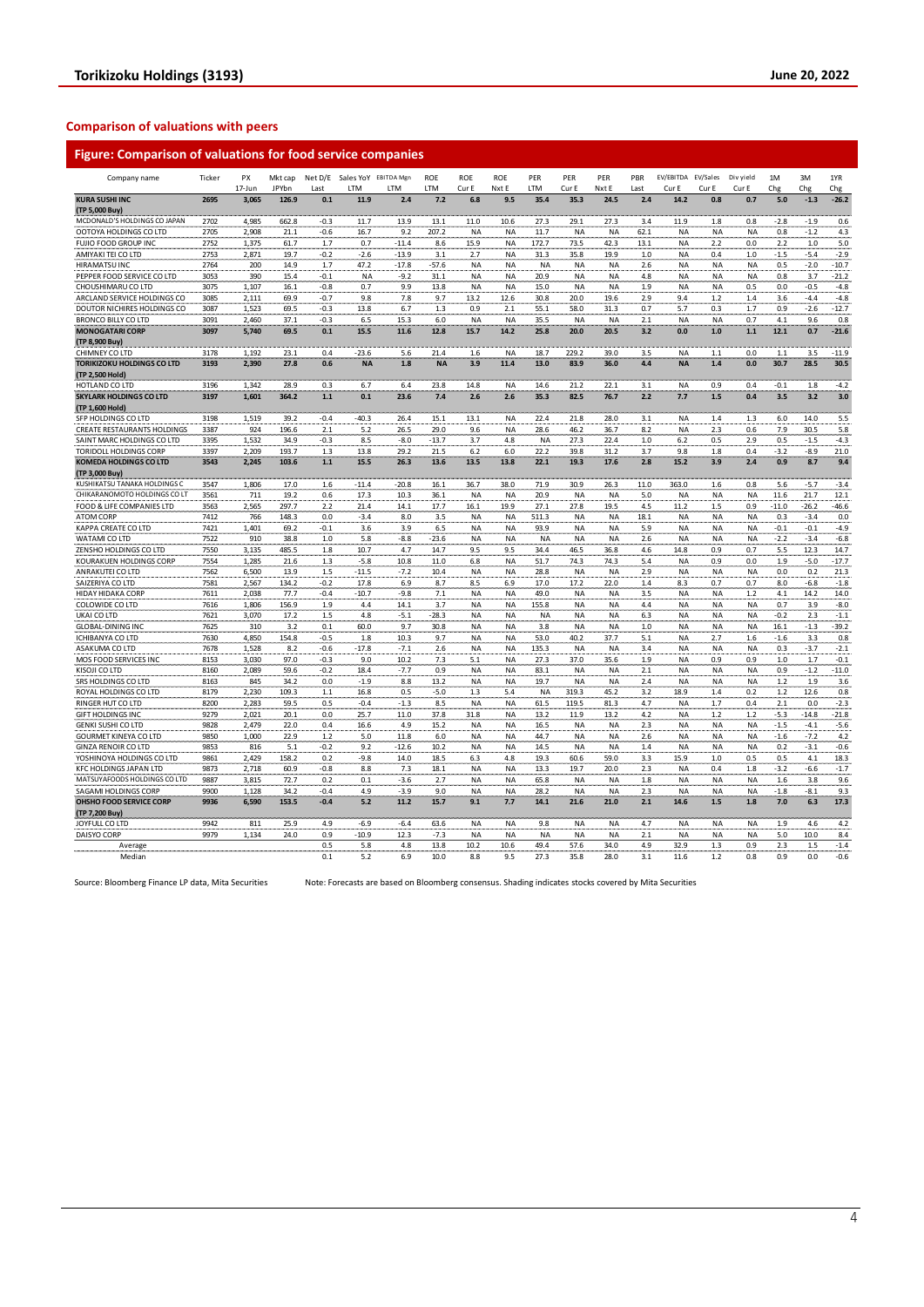## Comparison of valuations with peers

### Figure: Comparison of valuations for food service companies

| Company name | Ticker | PX 17-Jun | Mkt cap JPYbn | Net D/E Last | Sales YoY LTM | EBITDA Mgn LTM | ROE LTM | ROE Cur E | ROE Nxt E | PER LTM | PER Cur E | PER Nxt E | PBR Last | EV/EBITDA Cur E | EV/Sales Cur E | Div yield Cur E | 1M Chg | 3M Chg | 1YR Chg |
|---|---|---|---|---|---|---|---|---|---|---|---|---|---|---|---|---|---|---|---|
| **KURA SUSHI INC (TP 5,000 Buy)** | **2695** | **3,065** | **126.9** | **0.1** | **11.9** | **2.4** | **7.2** | **6.8** | **9.5** | **35.4** | **35.3** | **24.5** | **2.4** | **14.2** | **0.8** | **0.7** | **5.0** | **-1.3** | **-26.2** |
| MCDONALD'S HOLDINGS CO JAPAN | 2702 | 4,985 | 662.8 | -0.3 | 11.7 | 13.9 | 13.1 | 11.0 | 10.6 | 27.3 | 29.1 | 27.3 | 3.4 | 11.9 | 1.8 | 0.8 | -2.8 | -1.9 | 0.6 |
| OOTOYA HOLDINGS CO LTD | 2705 | 2,908 | 21.1 | -0.6 | 16.7 | 9.2 | 207.2 | NA | NA | 11.7 | NA | NA | 62.1 | NA | NA | NA | 0.8 | -1.2 | 4.3 |
| FUJIO FOOD GROUP INC | 2752 | 1,375 | 61.7 | 1.7 | 0.7 | -11.4 | 8.6 | 15.9 | NA | 172.7 | 73.5 | 42.3 | 13.1 | NA | 2.2 | 0.0 | 2.2 | 1.0 | 5.0 |
| AMIYAKI TEI CO LTD | 2753 | 2,871 | 19.7 | -0.2 | -2.6 | -13.9 | 3.1 | 2.7 | NA | 31.3 | 35.8 | 19.9 | 1.0 | NA | 0.4 | 1.0 | -1.5 | -5.4 | -2.9 |
| HIRAMATSU INC | 2764 | 200 | 14.9 | 1.7 | 47.2 | -17.8 | -57.6 | NA | NA | NA | NA | NA | 2.6 | NA | NA | NA | 0.5 | -2.0 | -10.7 |
| PEPPER FOOD SERVICE CO LTD | 3053 | 390 | 15.4 | -0.1 | NA | -9.2 | 31.1 | NA | NA | 20.9 | NA | NA | 4.8 | NA | NA | NA | 0.8 | 3.7 | -21.2 |
| CHOUSHIMARU CO LTD | 3075 | 1,107 | 16.1 | -0.8 | 0.7 | 9.9 | 13.8 | NA | NA | 15.0 | NA | NA | 1.9 | NA | NA | 0.5 | 0.0 | -0.5 | -4.8 |
| ARCLAND SERVICE HOLDINGS CO | 3085 | 2,111 | 69.9 | -0.7 | 9.8 | 7.8 | 9.7 | 13.2 | 12.6 | 30.8 | 20.0 | 19.6 | 2.9 | 9.4 | 1.2 | 1.4 | 3.6 | -4.4 | -4.8 |
| DOUTOR NICHIRES HOLDINGS CO | 3087 | 1,523 | 69.5 | -0.3 | 13.8 | 6.7 | 1.3 | 0.9 | 2.1 | 55.1 | 58.0 | 31.3 | 0.7 | 5.7 | 0.3 | 1.7 | 0.9 | -2.6 | -12.7 |
| BRONCO BILLY CO LTD | 3091 | 2,460 | 37.1 | -0.3 | 6.5 | 15.3 | 6.0 | NA | NA | 35.5 | NA | NA | 2.1 | NA | NA | 0.7 | 4.1 | 9.6 | 0.8 |
| **MONOGATARI CORP (TP 8,900 Buy)** | **3097** | **5,740** | **69.5** | **0.1** | **15.5** | **11.6** | **12.8** | **15.7** | **14.2** | **25.8** | **20.0** | **20.5** | **3.2** | **0.0** | **1.0** | **1.1** | **12.1** | **0.7** | **-21.6** |
| CHIMNEY CO LTD | 3178 | 1,192 | 23.1 | 0.4 | -23.6 | 5.6 | 21.4 | 1.6 | NA | 18.7 | 229.2 | 39.0 | 3.5 | NA | 1.1 | 0.0 | 1.1 | 3.5 | -11.9 |
| **TORIKIZOKU HOLDINGS CO LTD (TP 2,500 Hold)** | **3193** | **2,390** | **27.8** | **0.6** | **NA** | **1.8** | **NA** | **3.9** | **11.4** | **13.0** | **83.9** | **36.0** | **4.4** | **NA** | **1.4** | **0.0** | **30.7** | **28.5** | **30.5** |
| HOTLAND CO LTD | 3196 | 1,342 | 28.9 | 0.3 | 6.7 | 6.4 | 23.8 | 14.8 | NA | 14.6 | 21.2 | 22.1 | 3.1 | NA | 0.9 | 0.4 | -0.1 | 1.8 | -4.2 |
| **SKYLARK HOLDINGS CO LTD (TP 1,600 Hold)** | **3197** | **1,601** | **364.2** | **1.1** | **0.1** | **23.6** | **7.4** | **2.6** | **2.6** | **35.3** | **82.5** | **76.7** | **2.2** | **7.7** | **1.5** | **0.4** | **3.5** | **3.2** | **3.0** |
| SFP HOLDINGS CO LTD | 3198 | 1,519 | 39.2 | -0.4 | -40.3 | 26.4 | 15.1 | 13.1 | NA | 22.4 | 21.8 | 28.0 | 3.1 | NA | 1.4 | 1.3 | 6.0 | 14.0 | 5.5 |
| CREATE RESTAURANTS HOLDINGS | 3387 | 924 | 196.6 | 2.1 | 5.2 | 26.5 | 29.0 | 9.6 | NA | 28.6 | 46.2 | 36.7 | 8.2 | NA | 2.3 | 0.6 | 7.9 | 30.5 | 5.8 |
| SAINT MARC HOLDINGS CO LTD | 3395 | 1,532 | 34.9 | -0.3 | 8.5 | -8.0 | -13.7 | 3.7 | 4.8 | NA | 27.3 | 22.4 | 1.0 | 6.2 | 0.5 | 2.9 | 0.5 | -1.5 | -4.3 |
| TORIDOLL HOLDINGS CORP | 3397 | 2,209 | 193.7 | 1.3 | 13.8 | 29.2 | 21.5 | 6.2 | 6.0 | 22.2 | 39.8 | 31.2 | 3.7 | 9.8 | 1.8 | 0.4 | -3.2 | -8.9 | 21.0 |
| **KOMEDA HOLDINGS CO LTD (TP 3,000 Buy)** | **3543** | **2,245** | **103.6** | **1.1** | **15.5** | **26.3** | **13.6** | **13.5** | **13.8** | **22.1** | **19.3** | **17.6** | **2.8** | **15.2** | **3.9** | **2.4** | **0.9** | **8.7** | **9.4** |
| KUSHIKATSU TANAKA HOLDINGS C | 3547 | 1,806 | 17.0 | 1.6 | -11.4 | -20.8 | 16.1 | 36.7 | 38.0 | 71.9 | 30.9 | 26.3 | 11.0 | 363.0 | 1.6 | 0.8 | 5.6 | -5.7 | -3.4 |
| CHIKARANOMOTO HOLDINGS CO LT | 3561 | 711 | 19.2 | 0.6 | 17.3 | 10.3 | 36.1 | NA | NA | 20.9 | NA | NA | 5.0 | NA | NA | NA | 11.6 | 21.7 | 12.1 |
| FOOD & LIFE COMPANIES LTD | 3563 | 2,565 | 297.7 | 2.2 | 21.4 | 14.1 | 17.7 | 16.1 | 19.9 | 27.1 | 27.8 | 19.5 | 4.5 | 11.2 | 1.5 | 0.9 | -11.0 | -26.2 | -46.6 |
| ATOM CORP | 7412 | 766 | 148.3 | 0.0 | -3.4 | 8.0 | 3.5 | NA | NA | 511.3 | NA | NA | 18.1 | NA | NA | NA | 0.3 | -3.4 | 0.0 |
| KAPPA CREATE CO LTD | 7421 | 1,401 | 69.2 | -0.1 | 3.6 | 3.9 | 6.5 | NA | NA | 93.9 | NA | NA | 5.9 | NA | NA | NA | -0.1 | -0.1 | -4.9 |
| WATAMI CO LTD | 7522 | 910 | 38.8 | 1.0 | 5.8 | -8.8 | -23.6 | NA | NA | NA | NA | NA | 2.6 | NA | NA | NA | -2.2 | -3.4 | -6.8 |
| ZENSHO HOLDINGS CO LTD | 7550 | 3,135 | 485.5 | 1.8 | 10.7 | 4.7 | 14.7 | 9.5 | 9.5 | 34.4 | 46.5 | 36.8 | 4.6 | 14.8 | 0.9 | 0.7 | 5.5 | 12.3 | 14.7 |
| KOURAKUEN HOLDINGS CORP | 7554 | 1,285 | 21.6 | 1.3 | -5.8 | 10.8 | 11.0 | 6.8 | NA | 51.7 | 74.3 | 74.3 | 5.4 | NA | 0.9 | 0.0 | 1.9 | -5.0 | -17.7 |
| ANRAKUTEI CO LTD | 7562 | 6,500 | 13.9 | 1.5 | -11.5 | -7.2 | 10.4 | NA | NA | 28.8 | NA | NA | 2.9 | NA | NA | NA | 0.0 | 0.2 | 21.3 |
| SAIZERIYA CO LTD | 7581 | 2,567 | 134.2 | -0.2 | 17.8 | 6.9 | 8.7 | 8.5 | 6.9 | 17.0 | 17.2 | 22.0 | 1.4 | 8.3 | 0.7 | 0.7 | 8.0 | -6.8 | -1.8 |
| HIDAY HIDAKA CORP | 7611 | 2,038 | 77.7 | -0.4 | -10.7 | -9.8 | 7.1 | NA | NA | 49.0 | NA | NA | 3.5 | NA | NA | 1.2 | 4.1 | 14.2 | 14.0 |
| COLOWIDE CO LTD | 7616 | 1,806 | 156.9 | 1.9 | 4.4 | 14.1 | 3.7 | NA | NA | 155.8 | NA | NA | 4.4 | NA | NA | NA | 0.7 | 3.9 | -8.0 |
| UKAI CO LTD | 7621 | 3,070 | 17.2 | 1.5 | 4.8 | -5.1 | -28.3 | NA | NA | NA | NA | NA | 6.3 | NA | NA | NA | -0.2 | 2.3 | -1.1 |
| GLOBAL-DINING INC | 7625 | 310 | 3.2 | 0.1 | 60.0 | 9.7 | 30.8 | NA | NA | 3.8 | NA | NA | 1.0 | NA | NA | NA | 16.1 | -1.3 | -39.2 |
| ICHIBANYA CO LTD | 7630 | 4,850 | 154.8 | -0.5 | 1.8 | 10.3 | 9.7 | NA | NA | 53.0 | 40.2 | 37.7 | 5.1 | NA | 2.7 | 1.6 | -1.6 | 3.3 | 0.8 |
| ASAKUMA CO LTD | 7678 | 1,528 | 8.2 | -0.6 | -17.8 | -7.1 | 2.6 | NA | NA | 135.3 | NA | NA | 3.4 | NA | NA | NA | 0.3 | -3.7 | -2.1 |
| MOS FOOD SERVICES INC | 8153 | 3,030 | 97.0 | -0.3 | 9.0 | 10.2 | 7.3 | 5.1 | NA | 27.3 | 37.0 | 35.6 | 1.9 | NA | 0.9 | 0.9 | 1.0 | 1.7 | -0.1 |
| KISOJI CO LTD | 8160 | 2,089 | 59.6 | -0.2 | 18.4 | -7.7 | 0.9 | NA | NA | 83.1 | NA | NA | 2.1 | NA | NA | NA | 0.9 | -1.2 | -11.0 |
| SRS HOLDINGS CO LTD | 8163 | 845 | 34.2 | 0.0 | -1.9 | 8.8 | 13.2 | NA | NA | 19.7 | NA | NA | 2.4 | NA | NA | NA | 1.2 | 1.9 | 3.6 |
| ROYAL HOLDINGS CO LTD | 8179 | 2,230 | 109.3 | 1.1 | 16.8 | 0.5 | -5.0 | 1.3 | 5.4 | NA | 319.3 | 45.2 | 3.2 | 18.9 | 1.4 | 0.2 | 1.2 | 12.6 | 0.8 |
| RINGER HUT CO LTD | 8200 | 2,283 | 59.5 | 0.5 | -0.4 | -1.3 | 8.5 | NA | NA | 61.5 | 119.5 | 81.3 | 4.7 | NA | 1.7 | 0.4 | 2.1 | 0.0 | -2.3 |
| GIFT HOLDINGS INC | 9279 | 2,021 | 20.1 | 0.0 | 25.7 | 11.0 | 37.8 | 31.8 | NA | 13.2 | 11.9 | 13.2 | 4.2 | NA | 1.2 | 1.2 | -5.3 | -14.8 | -21.8 |
| GENKI SUSHI CO LTD | 9828 | 2,479 | 22.0 | 0.4 | 16.6 | 4.9 | 15.2 | NA | NA | 16.5 | NA | NA | 2.3 | NA | NA | NA | -1.5 | -4.1 | -5.6 |
| GOURMET KINEYA CO LTD | 9850 | 1,000 | 22.9 | 1.2 | 5.0 | 11.8 | 6.0 | NA | NA | 44.7 | NA | NA | 2.6 | NA | NA | NA | -1.6 | -7.2 | 4.2 |
| GINZA RENOIR CO LTD | 9853 | 816 | 5.1 | -0.2 | 9.2 | -12.6 | 10.2 | NA | NA | 14.5 | NA | NA | 1.4 | NA | NA | NA | 0.2 | -3.1 | -0.6 |
| YOSHINOYA HOLDINGS CO LTD | 9861 | 2,429 | 158.2 | 0.2 | -9.8 | 14.0 | 18.5 | 6.3 | 4.8 | 19.3 | 60.6 | 59.0 | 3.3 | 15.9 | 1.0 | 0.5 | 0.5 | 4.1 | 18.3 |
| KFC HOLDINGS JAPAN LTD | 9873 | 2,718 | 60.9 | -0.8 | 8.8 | 7.3 | 18.1 | NA | NA | 13.3 | 19.7 | 20.0 | 2.3 | NA | 0.4 | 1.8 | -3.2 | -6.6 | -1.7 |
| MATSUYAFOODS HOLDINGS CO LTD | 9887 | 3,815 | 72.7 | 0.2 | 0.1 | -3.6 | 2.7 | NA | NA | 65.8 | NA | NA | 1.8 | NA | NA | NA | 1.6 | 3.8 | 9.6 |
| SAGAMI HOLDINGS CORP | 9900 | 1,128 | 34.2 | -0.4 | 4.9 | -3.9 | 9.0 | NA | NA | 28.2 | NA | NA | 2.3 | NA | NA | NA | -1.8 | -8.1 | 9.3 |
| **OHSHO FOOD SERVICE CORP (TP 7,200 Buy)** | **9936** | **6,590** | **153.5** | **-0.4** | **5.2** | **11.2** | **15.7** | **9.1** | **7.7** | **14.1** | **21.6** | **21.0** | **2.1** | **14.6** | **1.5** | **1.8** | **7.0** | **6.3** | **17.3** |
| JOYFULL CO LTD | 9942 | 811 | 25.9 | 4.9 | -6.9 | -6.4 | 63.6 | NA | NA | 9.8 | NA | NA | 4.7 | NA | NA | NA | 1.9 | 4.6 | 4.2 |
| DAISYO CORP | 9979 | 1,134 | 24.0 | 0.9 | -10.9 | 12.3 | -7.3 | NA | NA | NA | NA | NA | 2.1 | NA | NA | NA | 5.0 | 10.0 | 8.4 |
| Average | | | | 0.5 | 5.8 | 4.8 | 13.8 | 10.2 | 10.6 | 49.4 | 57.6 | 34.0 | 4.9 | 32.9 | 1.3 | 0.9 | 2.3 | 1.5 | -1.4 |
| Median | | | | 0.1 | 5.2 | 6.9 | 10.0 | 8.8 | 9.5 | 27.3 | 35.8 | 28.0 | 3.1 | 11.6 | 1.2 | 0.8 | 0.9 | 0.0 | -0.6 |

Source: Bloomberg Finance LP data, Mita Securities    Note: Forecasts are based on Bloomberg consensus. Shading indicates stocks covered by Mita Securities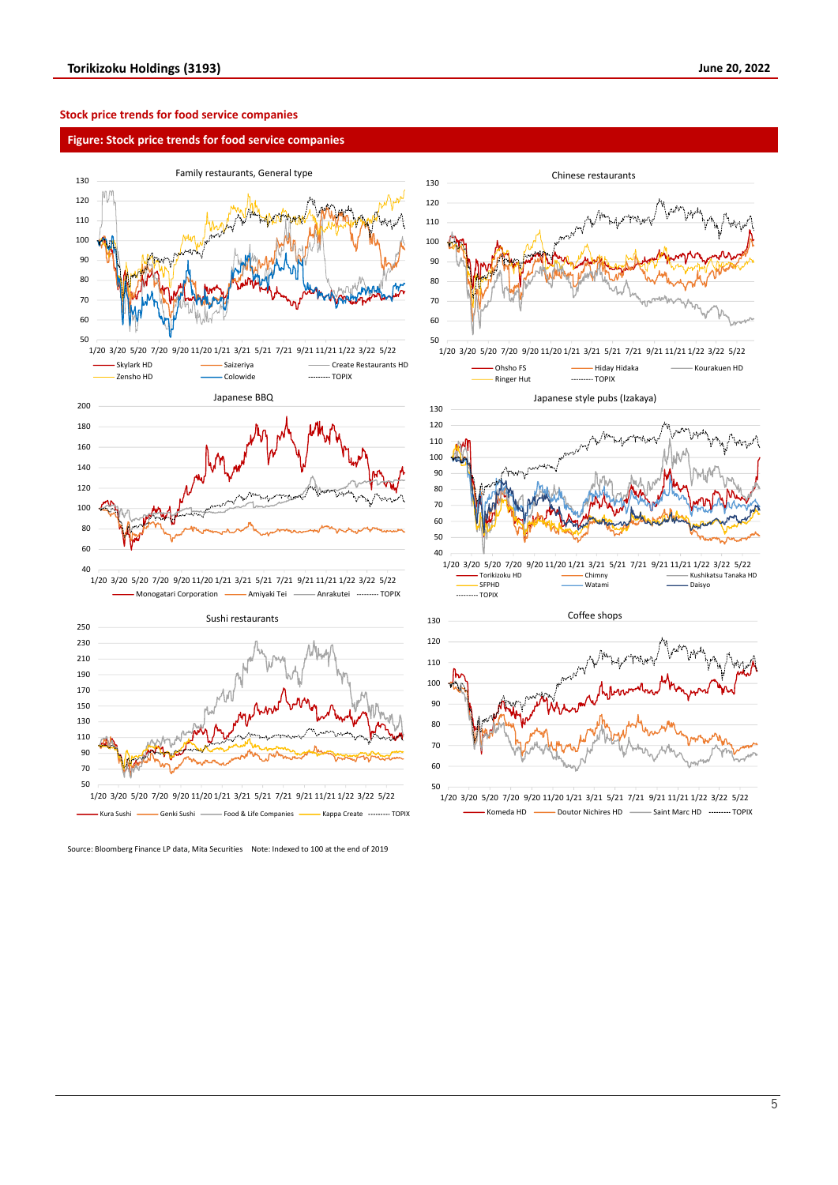## Stock price trends for food service companies

**Figure: Stock price trends for food service companies**

Family restaurants, General type

Skylark HD, Saizeriya, Create Restaurants HD, Zensho HD, Colowide, TOPIX

Chinese restaurants

Ohsho FS, Hiday Hidaka, Kourakuen HD, Ringer Hut, TOPIX

Japanese BBQ

Monogatari Corporation, Amiyaki Tei, Anrakutei, TOPIX

Japanese style pubs (Izakaya)

Torikizoku HD, Chimny, Kushikatsu Tanaka HD, SFPHD, Watami, Daisyo, TOPIX

Sushi restaurants

Kura Sushi, Genki Sushi, Food & Life Companies, Kappa Create, TOPIX

Coffee shops

Komeda HD, Doutor Nichires HD, Saint Marc HD, TOPIX

Source: Bloomberg Finance LP data, Mita Securities Note: Indexed to 100 at the end of 2019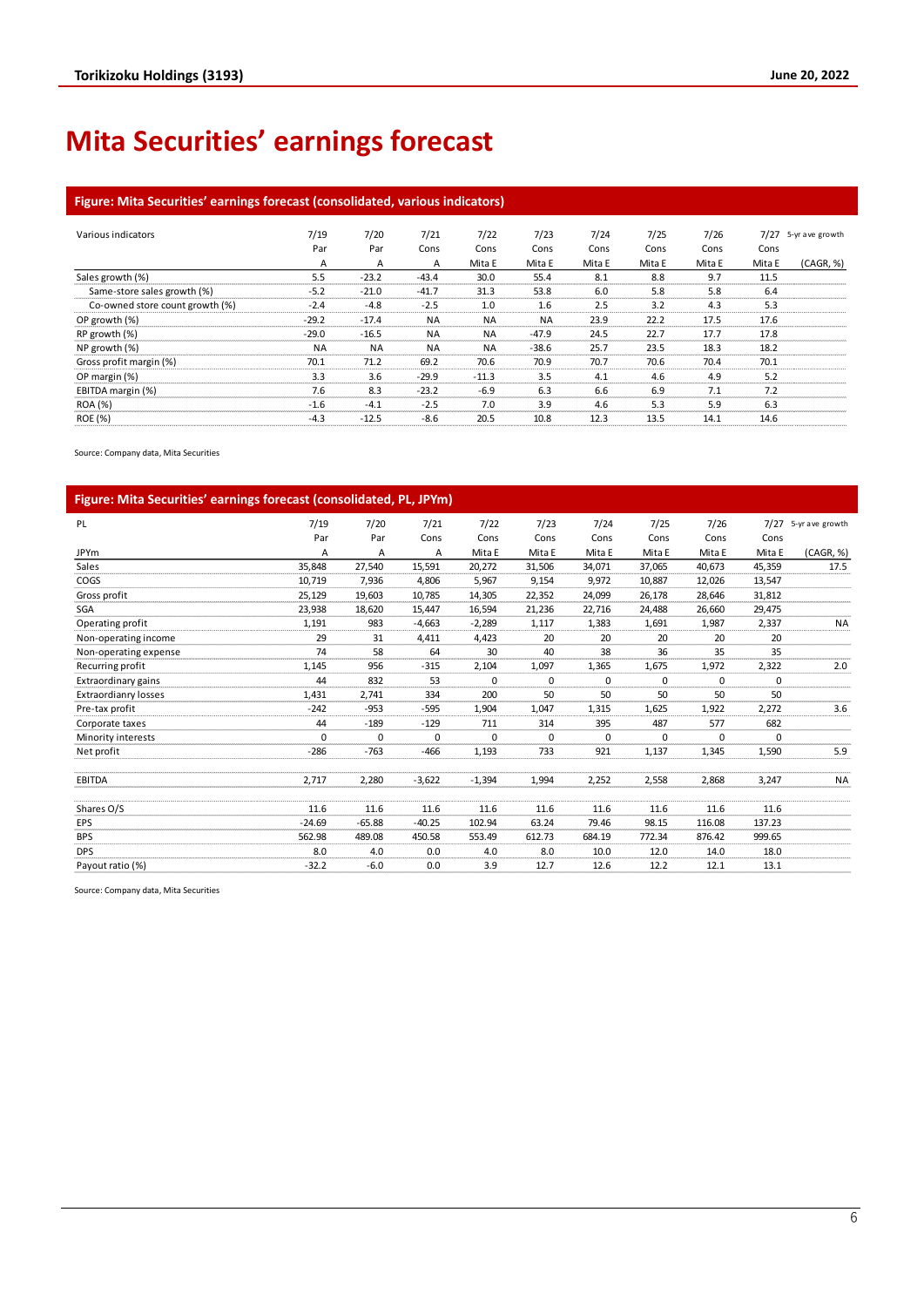# Mita Securities' earnings forecast

**Figure: Mita Securities' earnings forecast (consolidated, various indicators)**

| Various indicators | 7/19 Par A | 7/20 Par A | 7/21 Cons A | 7/22 Cons Mita E | 7/23 Cons Mita E | 7/24 Cons Mita E | 7/25 Cons Mita E | 7/26 Cons Mita E | 7/27 Cons Mita E | 5-yr ave growth (CAGR, %) |
|---|---|---|---|---|---|---|---|---|---|---|
| Sales growth (%) | 5.5 | -23.2 | -43.4 | 30.0 | 55.4 | 8.1 | 8.8 | 9.7 | 11.5 | |
| Same-store sales growth (%) | -5.2 | -21.0 | -41.7 | 31.3 | 53.8 | 6.0 | 5.8 | 5.8 | 6.4 | |
| Co-owned store count growth (%) | -2.4 | -4.8 | -2.5 | 1.0 | 1.6 | 2.5 | 3.2 | 4.3 | 5.3 | |
| OP growth (%) | -29.2 | -17.4 | NA | NA | NA | 23.9 | 22.2 | 17.5 | 17.6 | |
| RP growth (%) | -29.0 | -16.5 | NA | NA | -47.9 | 24.5 | 22.7 | 17.7 | 17.8 | |
| NP growth (%) | NA | NA | NA | NA | -38.6 | 25.7 | 23.5 | 18.3 | 18.2 | |
| Gross profit margin (%) | 70.1 | 71.2 | 69.2 | 70.6 | 70.9 | 70.7 | 70.6 | 70.4 | 70.1 | |
| OP margin (%) | 3.3 | 3.6 | -29.9 | -11.3 | 3.5 | 4.1 | 4.6 | 4.9 | 5.2 | |
| EBITDA margin (%) | 7.6 | 8.3 | -23.2 | -6.9 | 6.3 | 6.6 | 6.9 | 7.1 | 7.2 | |
| ROA (%) | -1.6 | -4.1 | -2.5 | 7.0 | 3.9 | 4.6 | 5.3 | 5.9 | 6.3 | |
| ROE (%) | -4.3 | -12.5 | -8.6 | 20.5 | 10.8 | 12.3 | 13.5 | 14.1 | 14.6 | |

Source: Company data, Mita Securities

**Figure: Mita Securities' earnings forecast (consolidated, PL, JPYm)**

| PL JPYm | 7/19 Par A | 7/20 Par A | 7/21 Cons A | 7/22 Cons Mita E | 7/23 Cons Mita E | 7/24 Cons Mita E | 7/25 Cons Mita E | 7/26 Cons Mita E | 7/27 Cons Mita E | 5-yr ave growth (CAGR, %) |
|---|---|---|---|---|---|---|---|---|---|---|
| Sales | 35,848 | 27,540 | 15,591 | 20,272 | 31,506 | 34,071 | 37,065 | 40,673 | 45,359 | 17.5 |
| COGS | 10,719 | 7,936 | 4,806 | 5,967 | 9,154 | 9,972 | 10,887 | 12,026 | 13,547 | |
| Gross profit | 25,129 | 19,603 | 10,785 | 14,305 | 22,352 | 24,099 | 26,178 | 28,646 | 31,812 | |
| SGA | 23,938 | 18,620 | 15,447 | 16,594 | 21,236 | 22,716 | 24,488 | 26,660 | 29,475 | |
| Operating profit | 1,191 | 983 | -4,663 | -2,289 | 1,117 | 1,383 | 1,691 | 1,987 | 2,337 | NA |
| Non-operating income | 29 | 31 | 4,411 | 4,423 | 20 | 20 | 20 | 20 | 20 | |
| Non-operating expense | 74 | 58 | 64 | 30 | 40 | 38 | 36 | 35 | 35 | |
| Recurring profit | 1,145 | 956 | -315 | 2,104 | 1,097 | 1,365 | 1,675 | 1,972 | 2,322 | 2.0 |
| Extraordinary gains | 44 | 832 | 53 | 0 | 0 | 0 | 0 | 0 | 0 | |
| Extraordianry losses | 1,431 | 2,741 | 334 | 200 | 50 | 50 | 50 | 50 | 50 | |
| Pre-tax profit | -242 | -953 | -595 | 1,904 | 1,047 | 1,315 | 1,625 | 1,922 | 2,272 | 3.6 |
| Corporate taxes | 44 | -189 | -129 | 711 | 314 | 395 | 487 | 577 | 682 | |
| Minority interests | 0 | 0 | 0 | 0 | 0 | 0 | 0 | 0 | 0 | |
| Net profit | -286 | -763 | -466 | 1,193 | 733 | 921 | 1,137 | 1,345 | 1,590 | 5.9 |
| | | | | | | | | | | |
| EBITDA | 2,717 | 2,280 | -3,622 | -1,394 | 1,994 | 2,252 | 2,558 | 2,868 | 3,247 | NA |
| | | | | | | | | | | |
| Shares O/S | 11.6 | 11.6 | 11.6 | 11.6 | 11.6 | 11.6 | 11.6 | 11.6 | 11.6 | |
| EPS | -24.69 | -65.88 | -40.25 | 102.94 | 63.24 | 79.46 | 98.15 | 116.08 | 137.23 | |
| BPS | 562.98 | 489.08 | 450.58 | 553.49 | 612.73 | 684.19 | 772.34 | 876.42 | 999.65 | |
| DPS | 8.0 | 4.0 | 0.0 | 4.0 | 8.0 | 10.0 | 12.0 | 14.0 | 18.0 | |
| Payout ratio (%) | -32.2 | -6.0 | 0.0 | 3.9 | 12.7 | 12.6 | 12.2 | 12.1 | 13.1 | |

Source: Company data, Mita Securities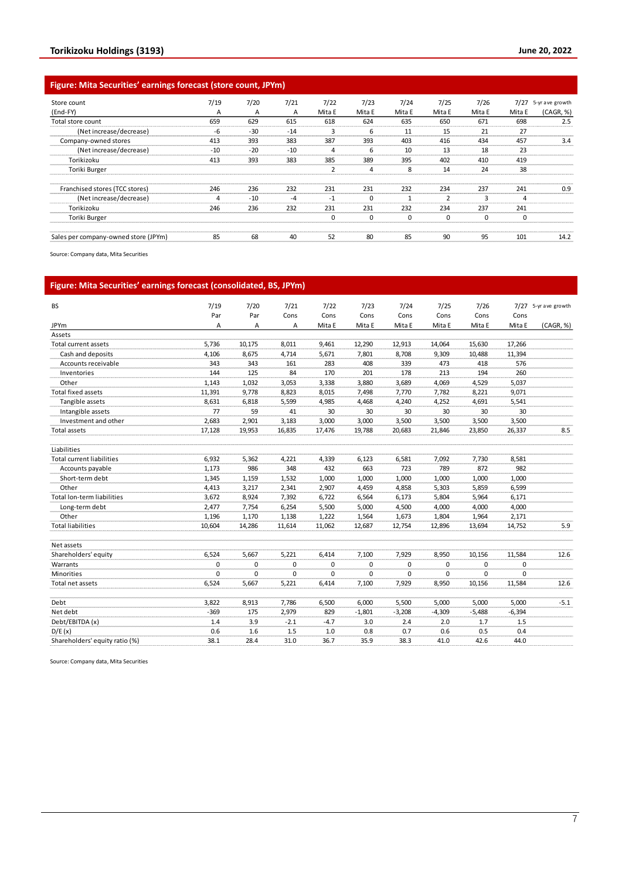## Figure: Mita Securities' earnings forecast (store count, JPYm)

| Store count | 7/19 | 7/20 | 7/21 | 7/22 | 7/23 | 7/24 | 7/25 | 7/26 | 7/27 | 5-yr ave growth |
|---|---|---|---|---|---|---|---|---|---|---|
| (End-FY) | A | A | A | Mita E | Mita E | Mita E | Mita E | Mita E | Mita E | (CAGR, %) |
| Total store count | 659 | 629 | 615 | 618 | 624 | 635 | 650 | 671 | 698 | 2.5 |
| (Net increase/decrease) | -6 | -30 | -14 | 3 | 6 | 11 | 15 | 21 | 27 | |
| Company-owned stores | 413 | 393 | 383 | 387 | 393 | 403 | 416 | 434 | 457 | 3.4 |
| (Net increase/decrease) | -10 | -20 | -10 | 4 | 6 | 10 | 13 | 18 | 23 | |
| Torikizoku | 413 | 393 | 383 | 385 | 389 | 395 | 402 | 410 | 419 | |
| Toriki Burger | | | | 2 | 4 | 8 | 14 | 24 | 38 | |
| | | | | | | | | | | |
| Franchised stores (TCC stores) | 246 | 236 | 232 | 231 | 231 | 232 | 234 | 237 | 241 | 0.9 |
| (Net increase/decrease) | 4 | -10 | -4 | -1 | 0 | 1 | 2 | 3 | 4 | |
| Torikizoku | 246 | 236 | 232 | 231 | 231 | 232 | 234 | 237 | 241 | |
| Toriki Burger | | | | 0 | 0 | 0 | 0 | 0 | 0 | |
| | | | | | | | | | | |
| Sales per company-owned store (JPYm) | 85 | 68 | 40 | 52 | 80 | 85 | 90 | 95 | 101 | 14.2 |

Source: Company data, Mita Securities

## Figure: Mita Securities' earnings forecast (consolidated, BS, JPYm)

| BS | 7/19 | 7/20 | 7/21 | 7/22 | 7/23 | 7/24 | 7/25 | 7/26 | 7/27 | 5-yr ave growth |
|---|---|---|---|---|---|---|---|---|---|---|
| | Par | Par | Cons | Cons | Cons | Cons | Cons | Cons | Cons | |
| JPYm | A | A | A | Mita E | Mita E | Mita E | Mita E | Mita E | Mita E | (CAGR, %) |
| Assets | | | | | | | | | | |
| Total current assets | 5,736 | 10,175 | 8,011 | 9,461 | 12,290 | 12,913 | 14,064 | 15,630 | 17,266 | |
| Cash and deposits | 4,106 | 8,675 | 4,714 | 5,671 | 7,801 | 8,708 | 9,309 | 10,488 | 11,394 | |
| Accounts receivable | 343 | 343 | 161 | 283 | 408 | 339 | 473 | 418 | 576 | |
| Inventories | 144 | 125 | 84 | 170 | 201 | 178 | 213 | 194 | 260 | |
| Other | 1,143 | 1,032 | 3,053 | 3,338 | 3,880 | 3,689 | 4,069 | 4,529 | 5,037 | |
| Total fixed assets | 11,391 | 9,778 | 8,823 | 8,015 | 7,498 | 7,770 | 7,782 | 8,221 | 9,071 | |
| Tangible assets | 8,631 | 6,818 | 5,599 | 4,985 | 4,468 | 4,240 | 4,252 | 4,691 | 5,541 | |
| Intangible assets | 77 | 59 | 41 | 30 | 30 | 30 | 30 | 30 | 30 | |
| Investment and other | 2,683 | 2,901 | 3,183 | 3,000 | 3,000 | 3,500 | 3,500 | 3,500 | 3,500 | |
| Total assets | 17,128 | 19,953 | 16,835 | 17,476 | 19,788 | 20,683 | 21,846 | 23,850 | 26,337 | 8.5 |
| | | | | | | | | | | |
| Liabilities | | | | | | | | | | |
| Total current liabilities | 6,932 | 5,362 | 4,221 | 4,339 | 6,123 | 6,581 | 7,092 | 7,730 | 8,581 | |
| Accounts payable | 1,173 | 986 | 348 | 432 | 663 | 723 | 789 | 872 | 982 | |
| Short-term debt | 1,345 | 1,159 | 1,532 | 1,000 | 1,000 | 1,000 | 1,000 | 1,000 | 1,000 | |
| Other | 4,413 | 3,217 | 2,341 | 2,907 | 4,459 | 4,858 | 5,303 | 5,859 | 6,599 | |
| Total lon-term liabilities | 3,672 | 8,924 | 7,392 | 6,722 | 6,564 | 6,173 | 5,804 | 5,964 | 6,171 | |
| Long-term debt | 2,477 | 7,754 | 6,254 | 5,500 | 5,000 | 4,500 | 4,000 | 4,000 | 4,000 | |
| Other | 1,196 | 1,170 | 1,138 | 1,222 | 1,564 | 1,673 | 1,804 | 1,964 | 2,171 | |
| Total liabilities | 10,604 | 14,286 | 11,614 | 11,062 | 12,687 | 12,754 | 12,896 | 13,694 | 14,752 | 5.9 |
| | | | | | | | | | | |
| Net assets | | | | | | | | | | |
| Shareholders' equity | 6,524 | 5,667 | 5,221 | 6,414 | 7,100 | 7,929 | 8,950 | 10,156 | 11,584 | 12.6 |
| Warrants | 0 | 0 | 0 | 0 | 0 | 0 | 0 | 0 | 0 | |
| Minorities | 0 | 0 | 0 | 0 | 0 | 0 | 0 | 0 | 0 | |
| Total net assets | 6,524 | 5,667 | 5,221 | 6,414 | 7,100 | 7,929 | 8,950 | 10,156 | 11,584 | 12.6 |
| | | | | | | | | | | |
| Debt | 3,822 | 8,913 | 7,786 | 6,500 | 6,000 | 5,500 | 5,000 | 5,000 | 5,000 | -5.1 |
| Net debt | -369 | 175 | 2,979 | 829 | -1,801 | -3,208 | -4,309 | -5,488 | -6,394 | |
| Debt/EBITDA (x) | 1.4 | 3.9 | -2.1 | -4.7 | 3.0 | 2.4 | 2.0 | 1.7 | 1.5 | |
| D/E (x) | 0.6 | 1.6 | 1.5 | 1.0 | 0.8 | 0.7 | 0.6 | 0.5 | 0.4 | |
| Shareholders' equity ratio (%) | 38.1 | 28.4 | 31.0 | 36.7 | 35.9 | 38.3 | 41.0 | 42.6 | 44.0 | |

Source: Company data, Mita Securities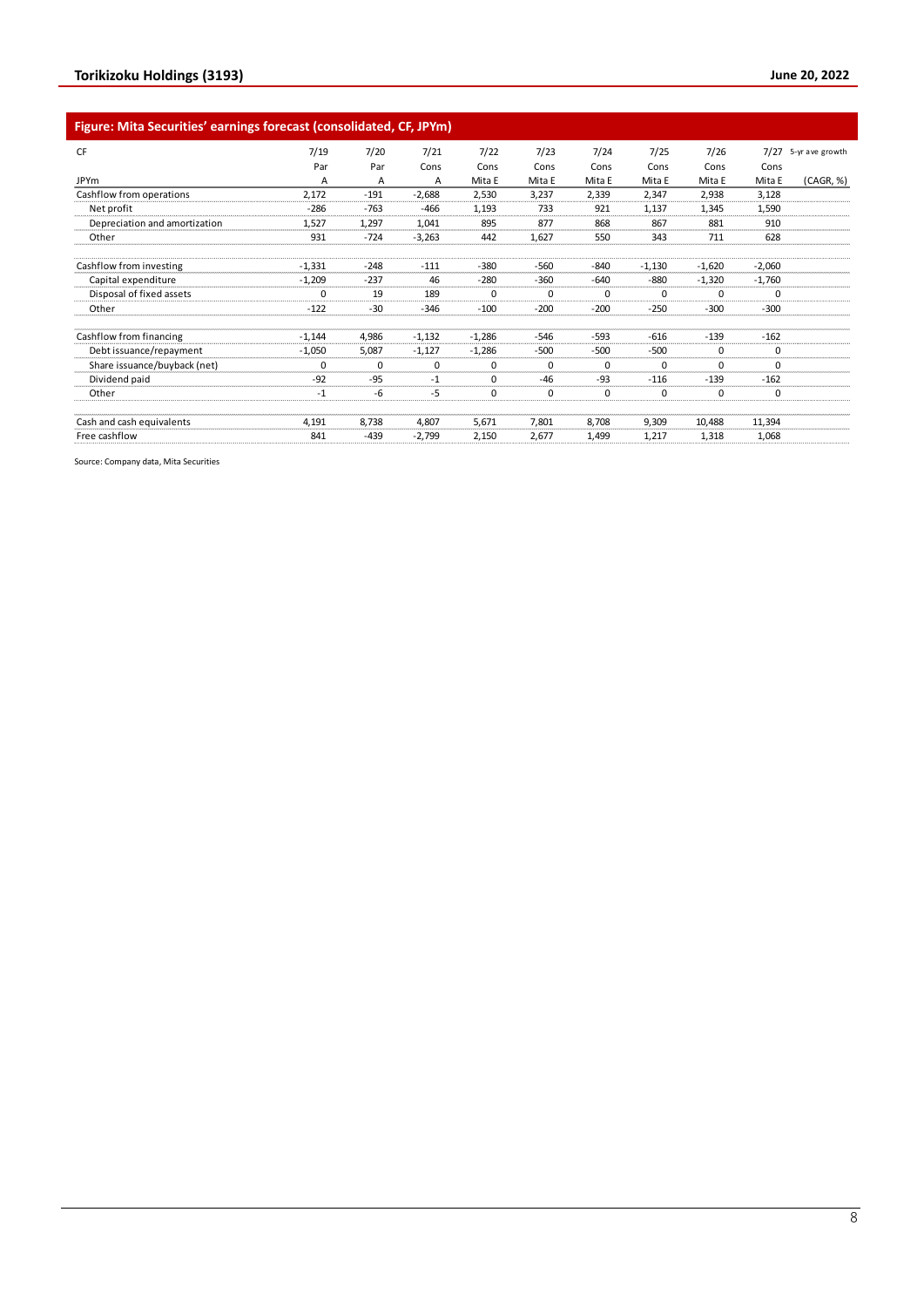## Figure: Mita Securities' earnings forecast (consolidated, CF, JPYm)

| CF | 7/19 | 7/20 | 7/21 | 7/22 | 7/23 | 7/24 | 7/25 | 7/26 | 7/27 | 5-yr ave growth |
|---|---|---|---|---|---|---|---|---|---|---|
| | Par | Par | Cons | Cons | Cons | Cons | Cons | Cons | Cons | |
| JPYm | A | A | A | Mita E | Mita E | Mita E | Mita E | Mita E | Mita E | (CAGR, %) |
| Cashflow from operations | 2,172 | -191 | -2,688 | 2,530 | 3,237 | 2,339 | 2,347 | 2,938 | 3,128 | |
| Net profit | -286 | -763 | -466 | 1,193 | 733 | 921 | 1,137 | 1,345 | 1,590 | |
| Depreciation and amortization | 1,527 | 1,297 | 1,041 | 895 | 877 | 868 | 867 | 881 | 910 | |
| Other | 931 | -724 | -3,263 | 442 | 1,627 | 550 | 343 | 711 | 628 | |
| Cashflow from investing | -1,331 | -248 | -111 | -380 | -560 | -840 | -1,130 | -1,620 | -2,060 | |
| Capital expenditure | -1,209 | -237 | 46 | -280 | -360 | -640 | -880 | -1,320 | -1,760 | |
| Disposal of fixed assets | 0 | 19 | 189 | 0 | 0 | 0 | 0 | 0 | 0 | |
| Other | -122 | -30 | -346 | -100 | -200 | -200 | -250 | -300 | -300 | |
| Cashflow from financing | -1,144 | 4,986 | -1,132 | -1,286 | -546 | -593 | -616 | -139 | -162 | |
| Debt issuance/repayment | -1,050 | 5,087 | -1,127 | -1,286 | -500 | -500 | -500 | 0 | 0 | |
| Share issuance/buyback (net) | 0 | 0 | 0 | 0 | 0 | 0 | 0 | 0 | 0 | |
| Dividend paid | -92 | -95 | -1 | 0 | -46 | -93 | -116 | -139 | -162 | |
| Other | -1 | -6 | -5 | 0 | 0 | 0 | 0 | 0 | 0 | |
| Cash and cash equivalents | 4,191 | 8,738 | 4,807 | 5,671 | 7,801 | 8,708 | 9,309 | 10,488 | 11,394 | |
| Free cashflow | 841 | -439 | -2,799 | 2,150 | 2,677 | 1,499 | 1,217 | 1,318 | 1,068 | |

Source: Company data, Mita Securities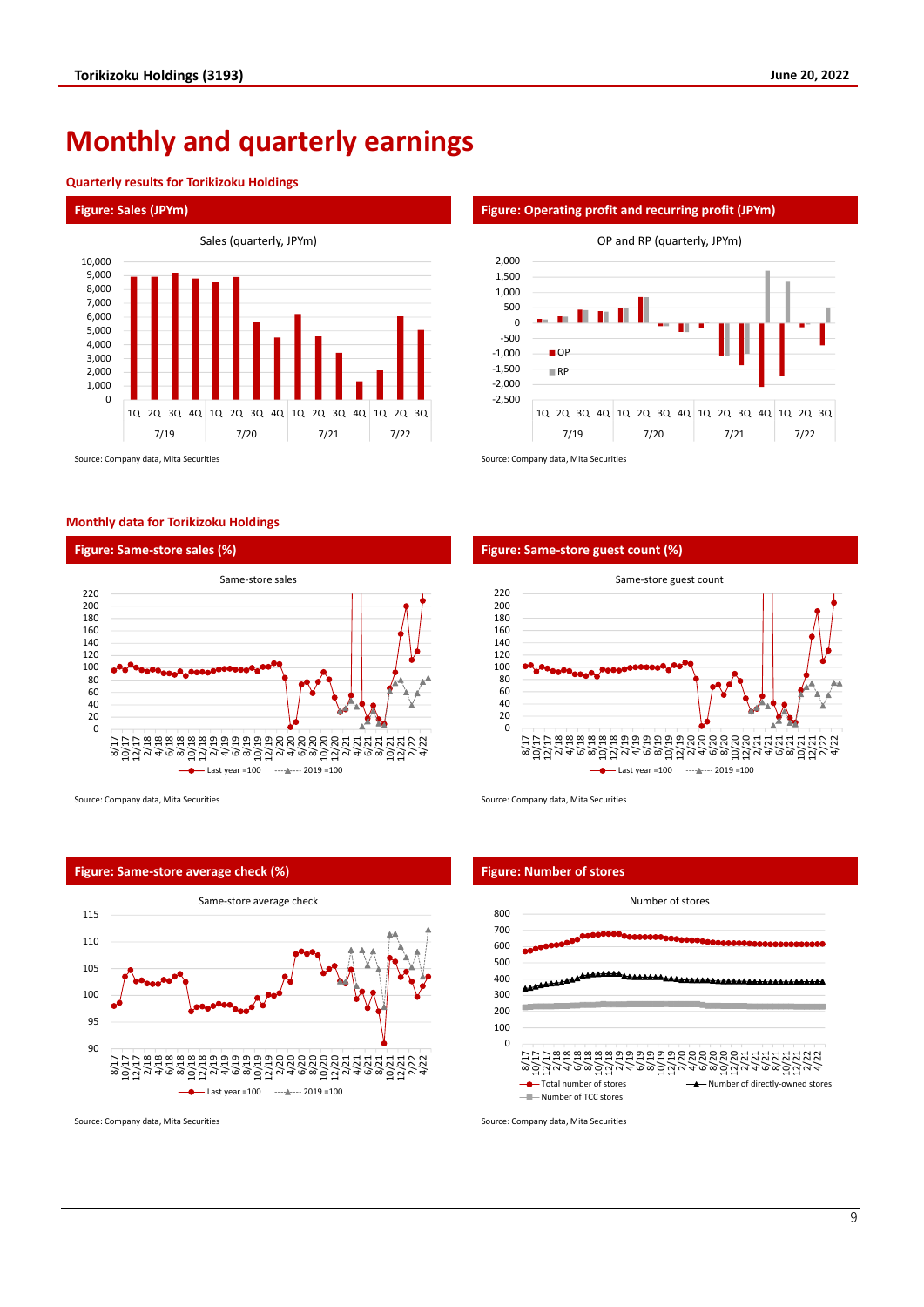# Monthly and quarterly earnings

## Quarterly results for Torikizoku Holdings

**Figure: Sales (JPYm)**

Sales (quarterly, JPYm)

Source: Company data, Mita Securities

**Figure: Operating profit and recurring profit (JPYm)**

OP and RP (quarterly, JPYm)

Source: Company data, Mita Securities

## Monthly data for Torikizoku Holdings

**Figure: Same-store sales (%)**

Same-store sales

Source: Company data, Mita Securities

**Figure: Same-store guest count (%)**

Same-store guest count

Source: Company data, Mita Securities

**Figure: Same-store average check (%)**

Same-store average check

Source: Company data, Mita Securities

**Figure: Number of stores**

Number of stores

Source: Company data, Mita Securities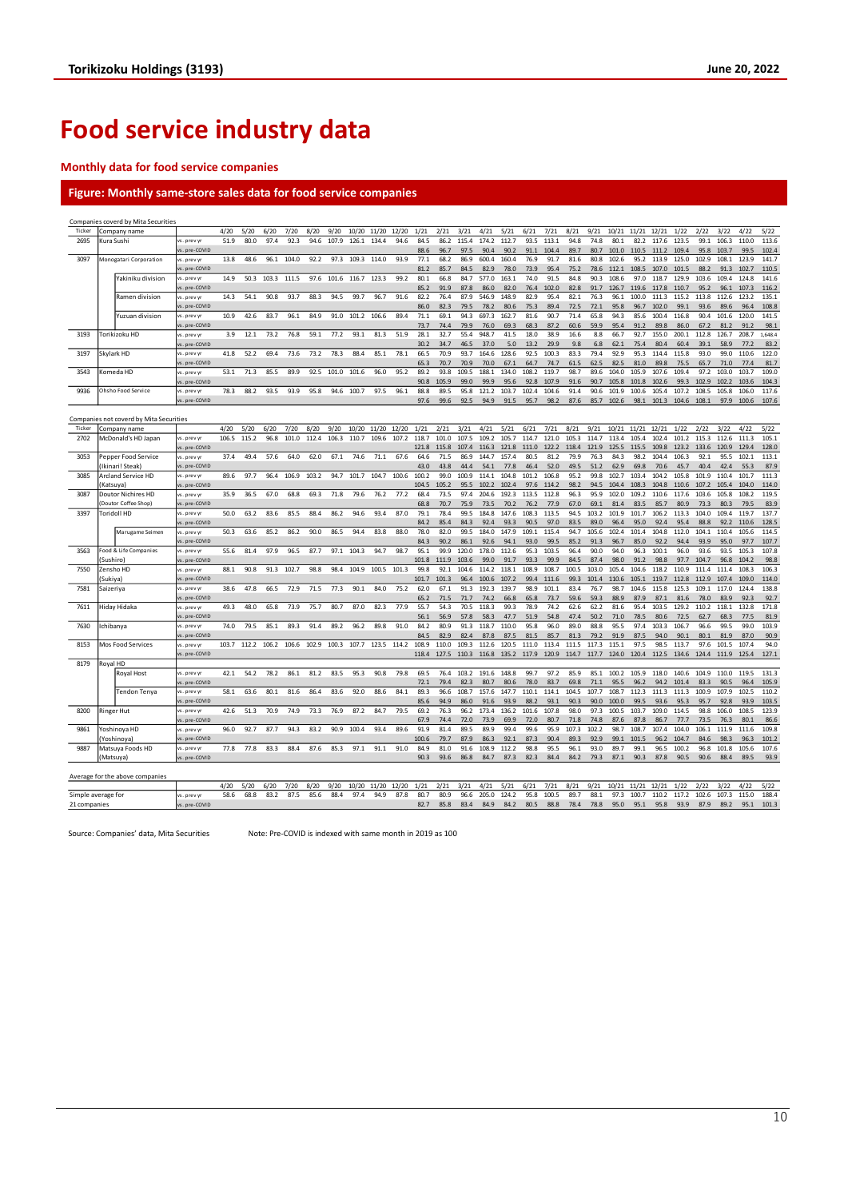# Food service industry data

### Monthly data for food service companies

#### Figure: Monthly same-store sales data for food service companies

Companies coverd by Mita Securities

| Ticker | Company name | | | 4/20 | 5/20 | 6/20 | 7/20 | 8/20 | 9/20 | 10/20 | 11/20 | 12/20 | 1/21 | 2/21 | 3/21 | 4/21 | 5/21 | 6/21 | 7/21 | 8/21 | 9/21 | 10/21 | 11/21 | 12/21 | 1/22 | 2/22 | 3/22 | 4/22 | 5/22 |
|---|---|---|---|---|---|---|---|---|---|---|---|---|---|---|---|---|---|---|---|---|---|---|---|---|---|---|---|---|---|
| 2695 | Kura Sushi | | vs. prev yr | 51.9 | 80.0 | 97.4 | 92.3 | 94.6 | 107.9 | 126.1 | 134.4 | 94.6 | 84.5 | 86.2 | 115.4 | 174.2 | 112.7 | 93.5 | 113.1 | 94.8 | 74.8 | 80.1 | 82.2 | 117.6 | 123.5 | 99.1 | 106.3 | 110.0 | 113.6 |
| | | | vs. pre-COVID | | | | | | | | | | 88.6 | 96.7 | 97.5 | 90.4 | 90.2 | 91.1 | 104.4 | 89.7 | 80.7 | 101.0 | 110.5 | 111.2 | 109.4 | 95.8 | 103.7 | 99.5 | 102.4 |
| 3097 | Monogatari Corporation | | vs. prev yr | 13.8 | 48.6 | 96.1 | 104.0 | 92.2 | 97.3 | 109.3 | 114.0 | 93.9 | 77.1 | 68.2 | 86.9 | 600.4 | 160.4 | 76.9 | 91.7 | 81.6 | 80.8 | 102.6 | 95.2 | 113.9 | 125.0 | 102.9 | 108.1 | 123.9 | 141.7 |
| | | | vs. pre-COVID | | | | | | | | | | 81.2 | 85.7 | 84.5 | 82.9 | 78.0 | 73.9 | 95.4 | 75.2 | 78.6 | 112.1 | 108.5 | 107.0 | 101.5 | 88.2 | 91.3 | 102.7 | 110.5 |
| | | Yakiniku division | vs. prev yr | 14.9 | 50.3 | 103.3 | 111.5 | 97.6 | 101.6 | 116.7 | 123.3 | 99.2 | 80.1 | 66.8 | 84.7 | 577.0 | 163.1 | 74.0 | 91.5 | 84.8 | 90.3 | 108.6 | 97.0 | 118.7 | 129.9 | 103.6 | 109.4 | 124.8 | 141.6 |
| | | | vs. pre-COVID | | | | | | | | | | 85.2 | 91.9 | 87.8 | 86.0 | 82.0 | 76.4 | 102.0 | 82.8 | 91.7 | 126.7 | 119.6 | 117.8 | 110.7 | 95.2 | 96.1 | 107.3 | 116.2 |
| | | Ramen division | vs. prev yr | 14.3 | 54.1 | 90.8 | 93.7 | 88.3 | 94.5 | 99.7 | 96.7 | 91.6 | 82.2 | 76.4 | 87.9 | 546.9 | 148.9 | 82.9 | 95.4 | 82.1 | 76.3 | 96.1 | 100.0 | 111.3 | 115.2 | 113.8 | 112.6 | 123.2 | 135.1 |
| | | | vs. pre-COVID | | | | | | | | | | 86.0 | 82.3 | 79.5 | 78.2 | 80.6 | 75.3 | 89.4 | 72.5 | 72.1 | 95.8 | 96.7 | 102.0 | 99.1 | 93.6 | 89.6 | 96.4 | 108.8 |
| | | Yuzuan division | vs. prev yr | 10.9 | 42.6 | 83.7 | 96.1 | 84.9 | 91.0 | 101.2 | 106.6 | 89.4 | 71.1 | 69.1 | 94.3 | 697.3 | 162.7 | 81.6 | 90.7 | 71.4 | 65.8 | 94.3 | 85.6 | 100.4 | 116.8 | 90.4 | 101.6 | 120.0 | 141.5 |
| | | | vs. pre-COVID | | | | | | | | | | 73.7 | 74.4 | 79.9 | 76.0 | 69.3 | 68.3 | 87.2 | 60.6 | 59.9 | 95.4 | 91.2 | 89.8 | 86.0 | 67.2 | 81.2 | 91.2 | 98.1 |
| 3193 | Torikizoku HD | | vs. prev yr | 3.9 | 12.1 | 73.2 | 76.8 | 59.1 | 77.2 | 93.1 | 81.3 | 51.9 | 28.1 | 32.7 | 55.4 | 948.7 | 41.5 | 18.0 | 38.9 | 16.6 | 8.8 | 66.7 | 92.7 | 155.0 | 200.1 | 112.8 | 126.7 | 208.7 | 1,648.4 |
| | | | vs. pre-COVID | | | | | | | | | | 30.2 | 34.7 | 46.5 | 37.0 | 5.0 | 13.2 | 29.9 | 9.8 | 6.8 | 62.1 | 75.4 | 80.4 | 60.4 | 39.1 | 58.9 | 77.2 | 83.2 |
| 3197 | Skylark HD | | vs. prev yr | 41.8 | 52.2 | 69.4 | 73.6 | 73.2 | 78.3 | 88.4 | 85.1 | 78.1 | 66.5 | 70.9 | 93.7 | 164.6 | 128.6 | 92.5 | 100.3 | 83.3 | 79.4 | 92.9 | 95.3 | 114.4 | 115.8 | 93.0 | 99.0 | 110.6 | 122.0 |
| | | | vs. pre-COVID | | | | | | | | | | 65.3 | 70.7 | 70.9 | 70.0 | 67.1 | 64.7 | 74.7 | 61.5 | 62.5 | 82.5 | 81.0 | 89.8 | 75.5 | 65.7 | 71.0 | 77.4 | 81.7 |
| 3543 | Komeda HD | | vs. prev yr | 53.1 | 71.3 | 85.5 | 89.9 | 92.5 | 101.0 | 101.6 | 96.0 | 95.2 | 89.2 | 93.8 | 109.5 | 188.1 | 134.0 | 108.2 | 119.7 | 98.7 | 89.6 | 104.0 | 105.9 | 107.6 | 109.4 | 97.2 | 103.0 | 103.7 | 109.0 |
| | | | vs. pre-COVID | | | | | | | | | | 90.8 | 105.9 | 99.0 | 99.9 | 95.6 | 92.8 | 107.9 | 91.6 | 90.7 | 105.8 | 101.8 | 102.6 | 99.3 | 102.9 | 102.2 | 103.6 | 104.3 |
| 9936 | Ohsho Food Service | | vs. prev yr | 78.3 | 88.2 | 93.5 | 93.9 | 95.8 | 94.6 | 100.7 | 97.5 | 96.1 | 88.8 | 89.5 | 95.8 | 121.2 | 103.7 | 102.4 | 104.6 | 91.4 | 90.6 | 101.9 | 100.6 | 105.4 | 107.2 | 108.5 | 105.8 | 106.0 | 117.6 |
| | | | vs. pre-COVID | | | | | | | | | | 97.6 | 99.6 | 92.5 | 94.9 | 91.5 | 95.7 | 98.2 | 87.6 | 85.7 | 102.6 | 98.1 | 101.3 | 104.6 | 108.1 | 97.9 | 100.6 | 107.6 |

Companies not coverd by Mita Securities

| Ticker | Company name | | | 4/20 | 5/20 | 6/20 | 7/20 | 8/20 | 9/20 | 10/20 | 11/20 | 12/20 | 1/21 | 2/21 | 3/21 | 4/21 | 5/21 | 6/21 | 7/21 | 8/21 | 9/21 | 10/21 | 11/21 | 12/21 | 1/22 | 2/22 | 3/22 | 4/22 | 5/22 |
|---|---|---|---|---|---|---|---|---|---|---|---|---|---|---|---|---|---|---|---|---|---|---|---|---|---|---|---|---|---|
| 2702 | McDonald's HD Japan | | vs. prev yr | 106.5 | 115.2 | 96.8 | 101.0 | 112.4 | 106.3 | 110.7 | 109.6 | 107.2 | 118.7 | 101.0 | 107.5 | 109.2 | 105.7 | 114.7 | 121.0 | 105.3 | 114.7 | 113.4 | 105.4 | 102.4 | 101.2 | 115.3 | 112.6 | 111.3 | 105.1 |
| | | | vs. pre-COVID | | | | | | | | | | 121.8 | 115.8 | 107.4 | 116.3 | 121.8 | 111.0 | 122.2 | 118.4 | 121.9 | 125.5 | 115.5 | 109.8 | 123.2 | 133.6 | 120.9 | 129.4 | 128.0 |
| 3053 | Pepper Food Service | | vs. prev yr | 37.4 | 49.4 | 57.6 | 64.0 | 62.0 | 67.1 | 74.6 | 71.1 | 67.6 | 64.6 | 71.5 | 86.9 | 144.7 | 157.4 | 80.5 | 81.2 | 79.9 | 76.3 | 84.3 | 98.2 | 104.4 | 106.3 | 92.1 | 95.5 | 102.1 | 113.1 |
| | (Ikinari! Steak) | | vs. pre-COVID | | | | | | | | | | 43.0 | 43.8 | 44.4 | 54.1 | 77.8 | 46.4 | 52.0 | 49.5 | 51.2 | 62.9 | 69.8 | 70.6 | 45.7 | 40.4 | 42.4 | 55.3 | 87.9 |
| 3085 | Arcland Service HD | | vs. prev yr | 89.6 | 97.7 | 96.4 | 106.9 | 103.2 | 94.7 | 101.7 | 104.7 | 100.6 | 100.2 | 99.0 | 100.9 | 114.1 | 104.8 | 101.2 | 106.8 | 95.2 | 99.8 | 102.7 | 103.4 | 104.2 | 105.8 | 101.9 | 110.4 | 101.7 | 111.3 |
| | (Katsuya) | | vs. pre-COVID | | | | | | | | | | 104.5 | 105.2 | 95.5 | 102.2 | 102.4 | 97.6 | 114.2 | 98.2 | 94.5 | 104.4 | 108.3 | 104.8 | 110.6 | 107.2 | 105.4 | 104.0 | 114.0 |
| 3087 | Doutor Nichires HD | | vs. prev yr | 35.9 | 36.5 | 67.0 | 68.8 | 69.3 | 71.8 | 79.6 | 76.2 | 77.2 | 68.4 | 73.5 | 97.4 | 204.6 | 192.3 | 113.5 | 112.8 | 96.3 | 95.9 | 102.0 | 109.2 | 110.6 | 117.6 | 103.6 | 105.8 | 108.2 | 119.5 |
| | (Doutor Coffee Shop) | | vs. pre-COVID | | | | | | | | | | 68.8 | 70.7 | 75.9 | 73.5 | 70.2 | 76.2 | 77.9 | 67.0 | 69.1 | 81.4 | 83.5 | 85.7 | 80.9 | 73.3 | 80.3 | 79.5 | 83.9 |
| 3397 | Toridoll HD | | vs. prev yr | 50.0 | 63.2 | 83.6 | 85.5 | 88.4 | 86.2 | 94.6 | 93.4 | 87.0 | 79.1 | 78.4 | 99.5 | 184.8 | 147.6 | 108.3 | 113.5 | 94.5 | 103.2 | 101.9 | 101.7 | 106.2 | 113.3 | 104.0 | 109.4 | 119.7 | 137.7 |
| | | | vs. pre-COVID | | | | | | | | | | 84.2 | 85.4 | 84.3 | 92.4 | 93.3 | 90.5 | 97.0 | 83.5 | 89.0 | 96.4 | 95.0 | 92.4 | 95.4 | 88.8 | 92.2 | 110.6 | 128.5 |
| | | Marugame Seimen | vs. prev yr | 50.3 | 63.6 | 85.2 | 86.2 | 90.0 | 86.5 | 94.4 | 83.8 | 88.0 | 78.0 | 82.0 | 99.5 | 184.0 | 147.9 | 109.1 | 115.4 | 94.7 | 105.6 | 102.4 | 101.4 | 104.8 | 112.0 | 104.1 | 110.4 | 105.6 | 114.5 |
| | | | vs. pre-COVID | | | | | | | | | | 84.3 | 90.2 | 86.1 | 92.6 | 94.1 | 93.0 | 99.5 | 85.2 | 91.3 | 96.7 | 85.0 | 92.2 | 94.4 | 93.9 | 95.0 | 97.7 | 107.7 |
| 3563 | Food & Life Companies | | vs. prev yr | 55.6 | 81.4 | 97.9 | 96.5 | 87.7 | 97.1 | 104.3 | 94.7 | 98.7 | 95.1 | 99.9 | 120.0 | 178.0 | 112.6 | 95.3 | 103.5 | 96.4 | 90.0 | 94.0 | 96.3 | 100.1 | 96.0 | 93.6 | 93.5 | 105.3 | 107.8 |
| | (Sushiro) | | vs. pre-COVID | | | | | | | | | | 101.8 | 111.9 | 103.6 | 99.0 | 91.7 | 93.3 | 99.9 | 84.5 | 87.4 | 98.0 | 91.2 | 98.8 | 97.7 | 104.7 | 96.8 | 104.2 | 98.8 |
| 7550 | Zensho HD | | vs. prev yr | 88.1 | 90.8 | 91.3 | 102.7 | 98.8 | 98.4 | 104.9 | 100.5 | 101.3 | 99.8 | 92.1 | 104.6 | 114.2 | 118.1 | 108.9 | 108.7 | 100.5 | 103.0 | 105.4 | 104.6 | 118.2 | 110.9 | 111.4 | 111.4 | 108.3 | 106.3 |
| | (Sukiya) | | vs. pre-COVID | | | | | | | | | | 101.7 | 101.3 | 96.4 | 100.6 | 107.2 | 99.4 | 111.6 | 99.3 | 101.4 | 110.6 | 105.1 | 119.7 | 112.8 | 112.9 | 107.4 | 109.0 | 114.0 |
| 7581 | Saizeriya | | vs. prev yr | 38.6 | 47.8 | 66.5 | 72.9 | 71.5 | 77.3 | 90.1 | 84.0 | 75.2 | 62.0 | 67.1 | 91.3 | 192.3 | 139.7 | 98.9 | 101.1 | 83.4 | 76.7 | 98.7 | 104.6 | 115.8 | 125.3 | 109.1 | 117.0 | 124.4 | 138.8 |
| | | | vs. pre-COVID | | | | | | | | | | 65.2 | 71.5 | 71.7 | 74.2 | 66.8 | 65.8 | 73.7 | 59.6 | 59.3 | 88.9 | 87.9 | 87.1 | 81.6 | 78.0 | 83.9 | 92.3 | 92.7 |
| 7611 | Hiday Hidaka | | vs. prev yr | 49.3 | 48.0 | 65.8 | 73.9 | 75.7 | 80.7 | 87.0 | 82.3 | 77.9 | 55.7 | 54.3 | 70.5 | 118.3 | 99.3 | 78.9 | 74.2 | 62.6 | 62.1 | 95.4 | 103.5 | 129.2 | 110.2 | 118.1 | 132.8 | 171.8 |
| | | | vs. pre-COVID | | | | | | | | | | 56.1 | 56.9 | 57.8 | 58.3 | 47.7 | 51.9 | 54.8 | 47.4 | 50.2 | 71.0 | 78.5 | 80.6 | 72.5 | 62.7 | 68.3 | 77.5 | 81.9 |
| 7630 | Ichibanya | | vs. prev yr | 74.0 | 79.5 | 85.1 | 89.3 | 91.4 | 89.2 | 96.2 | 89.8 | 91.0 | 84.2 | 80.9 | 91.3 | 118.7 | 110.0 | 95.8 | 96.0 | 89.0 | 88.8 | 95.5 | 97.4 | 103.3 | 106.7 | 96.6 | 99.5 | 99.0 | 103.9 |
| | | | vs. pre-COVID | | | | | | | | | | 84.5 | 82.9 | 82.4 | 87.8 | 87.5 | 81.5 | 85.7 | 81.3 | 79.2 | 91.9 | 87.5 | 94.0 | 90.1 | 80.1 | 81.9 | 87.0 | 90.9 |
| 8153 | Mos Food Services | | vs. prev yr | 103.7 | 112.2 | 106.2 | 106.6 | 102.9 | 100.3 | 107.7 | 123.5 | 114.2 | 108.9 | 110.0 | 109.3 | 112.6 | 120.5 | 111.0 | 113.4 | 111.5 | 117.3 | 115.1 | 97.5 | 98.5 | 113.7 | 97.6 | 101.5 | 107.4 | 94.0 |
| | | | vs. pre-COVID | | | | | | | | | | 118.4 | 127.5 | 110.3 | 116.8 | 135.2 | 117.9 | 120.9 | 114.7 | 117.7 | 124.0 | 120.4 | 112.5 | 134.6 | 124.4 | 111.9 | 125.4 | 127.1 |
| 8179 | Royal HD | | | | | | | | | | | | | | | | | | | | | | | | | | | | |
| | | Royal Host | vs. prev yr | 42.1 | 54.2 | 78.2 | 86.1 | 81.2 | 83.5 | 95.3 | 90.8 | 79.8 | 69.5 | 76.4 | 103.2 | 191.6 | 148.8 | 99.7 | 97.2 | 85.9 | 85.1 | 100.2 | 105.9 | 118.0 | 140.6 | 104.9 | 110.0 | 119.5 | 131.3 |
| | | | vs. pre-COVID | | | | | | | | | | 72.1 | 79.4 | 82.3 | 80.7 | 80.6 | 78.0 | 83.7 | 69.8 | 71.1 | 95.5 | 96.2 | 94.2 | 101.4 | 83.3 | 90.5 | 96.4 | 105.9 |
| | | Tendon Tenya | vs. prev yr | 58.1 | 63.6 | 80.1 | 81.6 | 86.4 | 83.6 | 92.0 | 88.6 | 84.1 | 89.3 | 96.6 | 108.7 | 157.6 | 147.7 | 110.1 | 114.1 | 104.5 | 107.7 | 108.7 | 112.3 | 111.3 | 111.3 | 100.9 | 107.9 | 102.5 | 110.2 |
| | | | vs. pre-COVID | | | | | | | | | | 85.6 | 94.9 | 86.0 | 91.6 | 93.9 | 88.2 | 93.1 | 90.3 | 90.0 | 100.0 | 99.5 | 93.6 | 95.3 | 95.7 | 92.8 | 93.9 | 103.5 |
| 8200 | Ringer Hut | | vs. prev yr | 42.6 | 51.3 | 70.9 | 74.9 | 73.3 | 76.9 | 87.2 | 84.7 | 79.5 | 69.2 | 76.3 | 96.2 | 173.4 | 136.2 | 101.6 | 107.8 | 98.0 | 97.3 | 100.5 | 103.7 | 109.0 | 114.5 | 98.8 | 106.0 | 108.5 | 123.9 |
| | | | vs. pre-COVID | | | | | | | | | | 67.9 | 74.4 | 72.0 | 73.9 | 69.9 | 72.0 | 80.7 | 71.8 | 74.8 | 87.6 | 87.8 | 86.7 | 77.7 | 73.5 | 76.3 | 80.1 | 86.6 |
| 9861 | Yoshinoya HD | | vs. prev yr | 96.0 | 92.7 | 87.7 | 94.3 | 83.2 | 90.9 | 100.4 | 93.4 | 89.6 | 91.9 | 81.4 | 89.5 | 89.9 | 99.4 | 99.6 | 95.9 | 107.3 | 102.2 | 98.7 | 108.7 | 107.4 | 104.0 | 106.1 | 111.9 | 111.6 | 109.8 |
| | (Yoshinoya) | | vs. pre-COVID | | | | | | | | | | 100.6 | 79.7 | 87.9 | 86.3 | 92.1 | 87.3 | 90.4 | 89.3 | 92.9 | 99.1 | 101.5 | 96.2 | 104.7 | 84.6 | 98.3 | 96.3 | 101.2 |
| 9887 | Matsuya Foods HD | | vs. prev yr | 77.8 | 77.8 | 83.3 | 88.4 | 87.6 | 85.3 | 97.1 | 91.1 | 91.0 | 84.9 | 81.0 | 91.6 | 108.9 | 112.2 | 98.8 | 95.5 | 96.1 | 93.0 | 89.7 | 99.1 | 96.5 | 100.2 | 96.8 | 101.8 | 105.6 | 107.6 |
| | (Matsuya) | | vs. pre-COVID | | | | | | | | | | 90.3 | 93.6 | 86.8 | 84.7 | 87.3 | 82.3 | 84.4 | 84.2 | 79.3 | 87.1 | 90.3 | 87.8 | 90.5 | 90.6 | 88.4 | 89.5 | 93.9 |

Average for the above companies

| | | 4/20 | 5/20 | 6/20 | 7/20 | 8/20 | 9/20 | 10/20 | 11/20 | 12/20 | 1/21 | 2/21 | 3/21 | 4/21 | 5/21 | 6/21 | 7/21 | 8/21 | 9/21 | 10/21 | 11/21 | 12/21 | 1/22 | 2/22 | 3/22 | 4/22 | 5/22 |
|---|---|---|---|---|---|---|---|---|---|---|---|---|---|---|---|---|---|---|---|---|---|---|---|---|---|---|---|
| Simple average for | vs. prev yr | 58.6 | 68.8 | 83.2 | 87.5 | 85.6 | 88.4 | 97.4 | 94.9 | 87.8 | 80.7 | 80.9 | 96.6 | 205.0 | 124.2 | 95.8 | 100.5 | 89.7 | 88.1 | 97.3 | 100.7 | 110.2 | 117.2 | 102.6 | 107.3 | 115.0 | 188.4 |
| 21 companies | vs. pre-COVID | | | | | | | | | | 82.7 | 85.8 | 83.4 | 84.9 | 84.2 | 80.5 | 88.8 | 78.4 | 78.8 | 95.0 | 95.1 | 95.8 | 93.9 | 87.9 | 89.2 | 95.1 | 101.3 |

Source: Companies' data, Mita Securities

Note: Pre-COVID is indexed with same month in 2019 as 100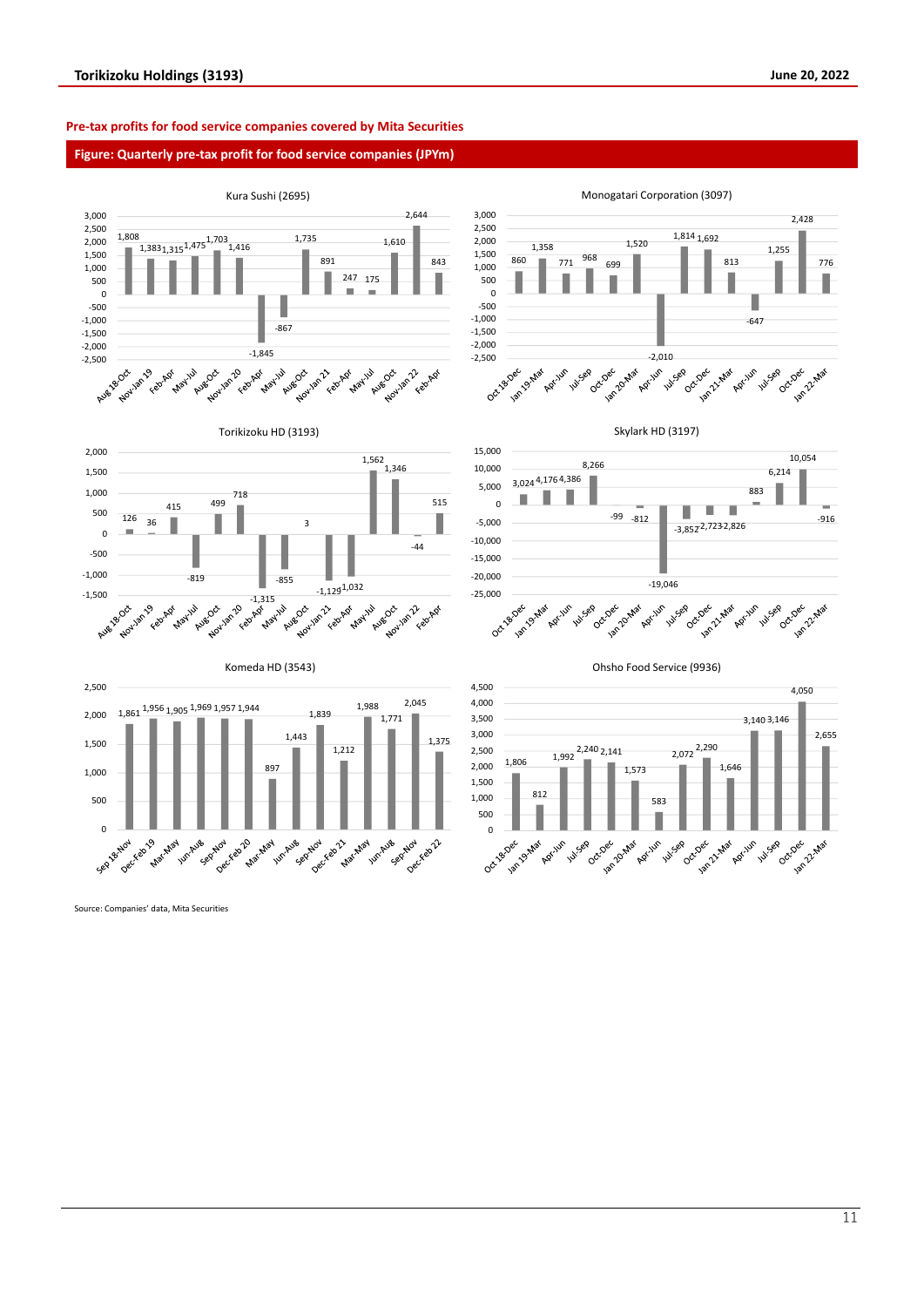**Pre-tax profits for food service companies covered by Mita Securities**

**Figure: Quarterly pre-tax profit for food service companies (JPYm)**

**Kura Sushi (2695)**

| Period | Pre-tax profit |
|---|---|
| Aug 18-Oct | 1,808 |
| Nov-Jan 19 | 1,383 |
| Feb-Apr | 1,315 |
| May-Jul | 1,475 |
| Aug-Oct | 1,703 |
| Nov-Jan 20 | 1,416 |
| Feb-Apr | -1,845 |
| May-Jul | -867 |
| Aug-Oct | 1,735 |
| Nov-Jan 21 | 891 |
| Feb-Apr | 247 |
| May-Jul | 175 |
| Aug-Oct | 1,610 |
| Nov-Jan 22 | 2,644 |
| Feb-Apr | 843 |

**Monogatari Corporation (3097)**

| Period | Pre-tax profit |
|---|---|
| Oct 18-Dec | 860 |
| Jan 19-Mar | 1,358 |
| Apr-Jun | 771 |
| Jul-Sep | 968 |
| Oct-Dec | 699 |
| Jan 20-Mar | 1,520 |
| Apr-Jun | -2,010 |
| Jul-Sep | 1,814 |
| Oct-Dec | 1,692 |
| Jan 21-Mar | 813 |
| Apr-Jun | -647 |
| Jul-Sep | 1,255 |
| Oct-Dec | 2,428 |
| Jan 22-Mar | 776 |

**Torikizoku HD (3193)**

| Period | Pre-tax profit |
|---|---|
| Aug 18-Oct | 126 |
| Nov-Jan 19 | 36 |
| Feb-Apr | 415 |
| May-Jul | -819 |
| Aug-Oct | 499 |
| Nov-Jan 20 | 718 |
| Feb-Apr | -1,315 |
| May-Jul | -855 |
| Aug-Oct | 3 |
| Nov-Jan 21 | -1,129 |
| Feb-Apr | -1,032 |
| May-Jul | 1,562 |
| Aug-Oct | 1,346 |
| Nov-Jan 22 | -44 |
| Feb-Apr | 515 |

**Skylark HD (3197)**

| Period | Pre-tax profit |
|---|---|
| Oct 18-Dec | 3,024 |
| Jan 19-Mar | 4,176 |
| Apr-Jun | 4,386 |
| Jul-Sep | 8,266 |
| Oct-Dec | -99 |
| Jan 20-Mar | -812 |
| Apr-Jun | -19,046 |
| Jul-Sep | -3,852 |
| Oct-Dec | -2,723 |
| Jan 21-Mar | -2,826 |
| Apr-Jun | 883 |
| Jul-Sep | 6,214 |
| Oct-Dec | 10,054 |
| Jan 22-Mar | -916 |

**Komeda HD (3543)**

| Period | Pre-tax profit |
|---|---|
| Sep 18-Nov | 1,861 |
| Dec-Feb 19 | 1,956 |
| Mar-May | 1,905 |
| Jun-Aug | 1,969 |
| Sep-Nov | 1,957 |
| Dec-Feb 20 | 1,944 |
| Mar-May | 897 |
| Jun-Aug | 1,443 |
| Sep-Nov | 1,839 |
| Dec-Feb 21 | 1,212 |
| Mar-May | 1,988 |
| Jun-Aug | 1,771 |
| Sep-Nov | 2,045 |
| Dec-Feb 22 | 1,375 |

**Ohsho Food Service (9936)**

| Period | Pre-tax profit |
|---|---|
| Oct 18-Dec | 1,806 |
| Jan 19-Mar | 812 |
| Apr-Jun | 1,992 |
| Jul-Sep | 2,240 |
| Oct-Dec | 2,141 |
| Jan 20-Mar | 1,573 |
| Apr-Jun | 583 |
| Jul-Sep | 2,072 |
| Oct-Dec | 2,290 |
| Jan 21-Mar | 1,646 |
| Apr-Jun | 3,140 |
| Jul-Sep | 3,146 |
| Oct-Dec | 4,050 |
| Jan 22-Mar | 2,655 |

Source: Companies' data, Mita Securities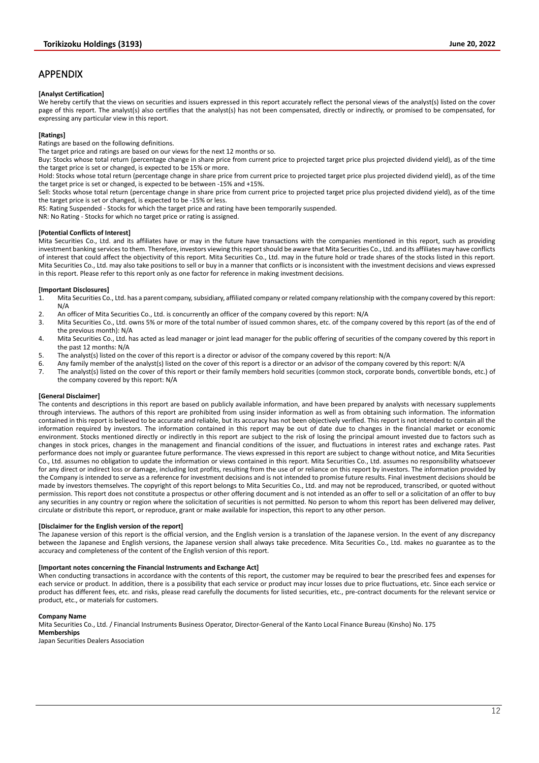# APPENDIX

**[Analyst Certification]**

We hereby certify that the views on securities and issuers expressed in this report accurately reflect the personal views of the analyst(s) listed on the cover page of this report. The analyst(s) also certifies that the analyst(s) has not been compensated, directly or indirectly, or promised to be compensated, for expressing any particular view in this report.

**[Ratings]**

Ratings are based on the following definitions.

The target price and ratings are based on our views for the next 12 months or so.

Buy: Stocks whose total return (percentage change in share price from current price to projected target price plus projected dividend yield), as of the time the target price is set or changed, is expected to be 15% or more.

Hold: Stocks whose total return (percentage change in share price from current price to projected target price plus projected dividend yield), as of the time the target price is set or changed, is expected to be between -15% and +15%.

Sell: Stocks whose total return (percentage change in share price from current price to projected target price plus projected dividend yield), as of the time the target price is set or changed, is expected to be -15% or less.

RS: Rating Suspended - Stocks for which the target price and rating have been temporarily suspended.

NR: No Rating - Stocks for which no target price or rating is assigned.

**[Potential Conflicts of Interest]**

Mita Securities Co., Ltd. and its affiliates have or may in the future have transactions with the companies mentioned in this report, such as providing investment banking services to them. Therefore, investors viewing this report should be aware that Mita Securities Co., Ltd. and its affiliates may have conflicts of interest that could affect the objectivity of this report. Mita Securities Co., Ltd. may in the future hold or trade shares of the stocks listed in this report. Mita Securities Co., Ltd. may also take positions to sell or buy in a manner that conflicts or is inconsistent with the investment decisions and views expressed in this report. Please refer to this report only as one factor for reference in making investment decisions.

**[Important Disclosures]**

1. Mita Securities Co., Ltd. has a parent company, subsidiary, affiliated company or related company relationship with the company covered by this report: N/A
2. An officer of Mita Securities Co., Ltd. is concurrently an officer of the company covered by this report: N/A
3. Mita Securities Co., Ltd. owns 5% or more of the total number of issued common shares, etc. of the company covered by this report (as of the end of the previous month): N/A
4. Mita Securities Co., Ltd. has acted as lead manager or joint lead manager for the public offering of securities of the company covered by this report in the past 12 months: N/A
5. The analyst(s) listed on the cover of this report is a director or advisor of the company covered by this report: N/A
6. Any family member of the analyst(s) listed on the cover of this report is a director or an advisor of the company covered by this report: N/A
7. The analyst(s) listed on the cover of this report or their family members hold securities (common stock, corporate bonds, convertible bonds, etc.) of the company covered by this report: N/A

**[General Disclaimer]**

The contents and descriptions in this report are based on publicly available information, and have been prepared by analysts with necessary supplements through interviews. The authors of this report are prohibited from using insider information as well as from obtaining such information. The information contained in this report is believed to be accurate and reliable, but its accuracy has not been objectively verified. This report is not intended to contain all the information required by investors. The information contained in this report may be out of date due to changes in the financial market or economic environment. Stocks mentioned directly or indirectly in this report are subject to the risk of losing the principal amount invested due to factors such as changes in stock prices, changes in the management and financial conditions of the issuer, and fluctuations in interest rates and exchange rates. Past performance does not imply or guarantee future performance. The views expressed in this report are subject to change without notice, and Mita Securities Co., Ltd. assumes no obligation to update the information or views contained in this report. Mita Securities Co., Ltd. assumes no responsibility whatsoever for any direct or indirect loss or damage, including lost profits, resulting from the use of or reliance on this report by investors. The information provided by the Company is intended to serve as a reference for investment decisions and is not intended to promise future results. Final investment decisions should be made by investors themselves. The copyright of this report belongs to Mita Securities Co., Ltd. and may not be reproduced, transcribed, or quoted without permission. This report does not constitute a prospectus or other offering document and is not intended as an offer to sell or a solicitation of an offer to buy any securities in any country or region where the solicitation of securities is not permitted. No person to whom this report has been delivered may deliver, circulate or distribute this report, or reproduce, grant or make available for inspection, this report to any other person.

**[Disclaimer for the English version of the report]**

The Japanese version of this report is the official version, and the English version is a translation of the Japanese version. In the event of any discrepancy between the Japanese and English versions, the Japanese version shall always take precedence. Mita Securities Co., Ltd. makes no guarantee as to the accuracy and completeness of the content of the English version of this report.

**[Important notes concerning the Financial Instruments and Exchange Act]**

When conducting transactions in accordance with the contents of this report, the customer may be required to bear the prescribed fees and expenses for each service or product. In addition, there is a possibility that each service or product may incur losses due to price fluctuations, etc. Since each service or product has different fees, etc. and risks, please read carefully the documents for listed securities, etc., pre-contract documents for the relevant service or product, etc., or materials for customers.

**Company Name**

Mita Securities Co., Ltd. / Financial Instruments Business Operator, Director-General of the Kanto Local Finance Bureau (Kinsho) No. 175

**Memberships**

Japan Securities Dealers Association